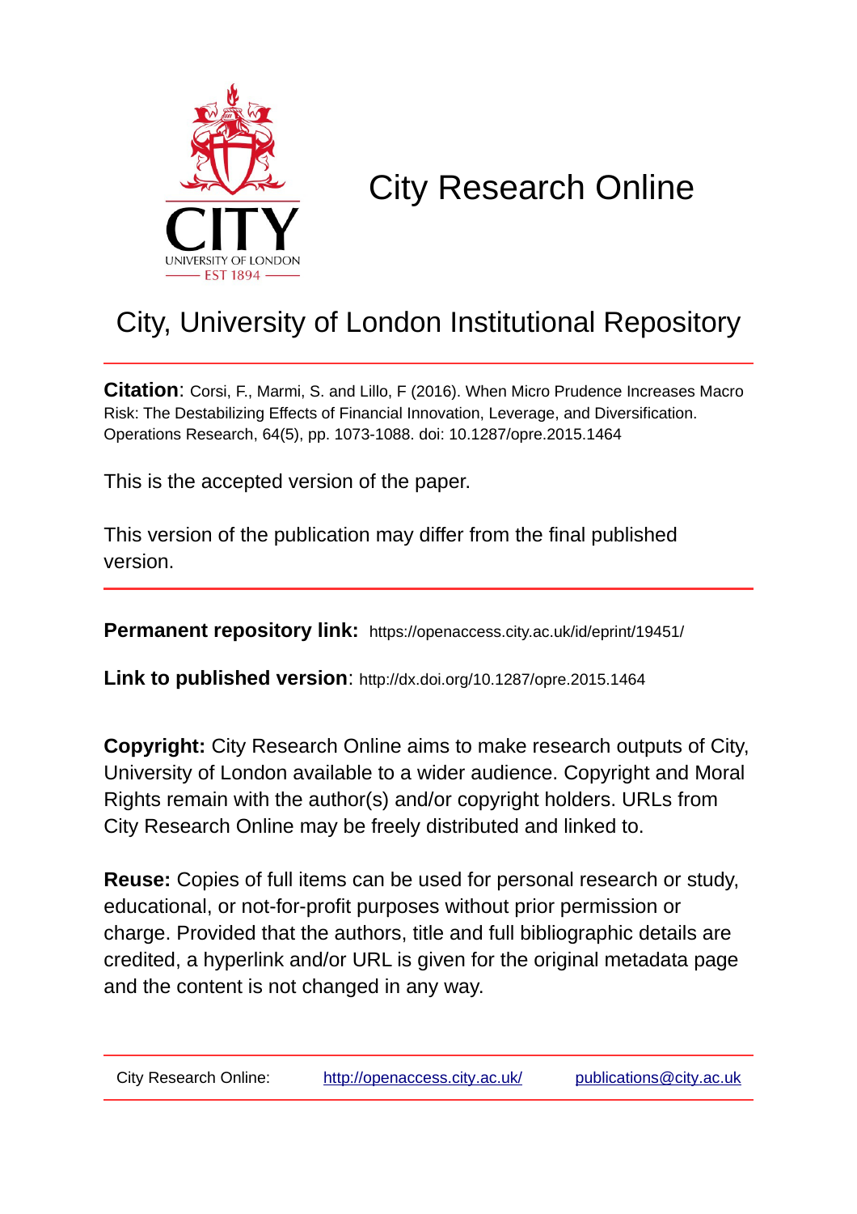# City Research Online

## City, University of London Institutional Repository

**Citation**: Corsi, F., Marmi, S. and Lillo, F (2016). When Micro Prudence Increases Macro Risk: The Destabilizing Effects of Financial Innovation, Leverage, and Diversification. Operations Research, 64(5), pp. 1073-1088. doi: 10.1287/opre.2015.1464

This is the accepted version of the paper.

This version of the publication may differ from the final published version.

**Permanent repository link:** https://openaccess.city.ac.uk/id/eprint/19451/

**Link to published version**: http://dx.doi.org/10.1287/opre.2015.1464

**Copyright:** City Research Online aims to make research outputs of City, University of London available to a wider audience. Copyright and Moral Rights remain with the author(s) and/or copyright holders. URLs from City Research Online may be freely distributed and linked to.

**Reuse:** Copies of full items can be used for personal research or study, educational, or not-for-profit purposes without prior permission or charge. Provided that the authors, title and full bibliographic details are credited, a hyperlink and/or URL is given for the original metadata page and the content is not changed in any way.

City Research Online: http://openaccess.city.ac.uk/ publications@city.ac.uk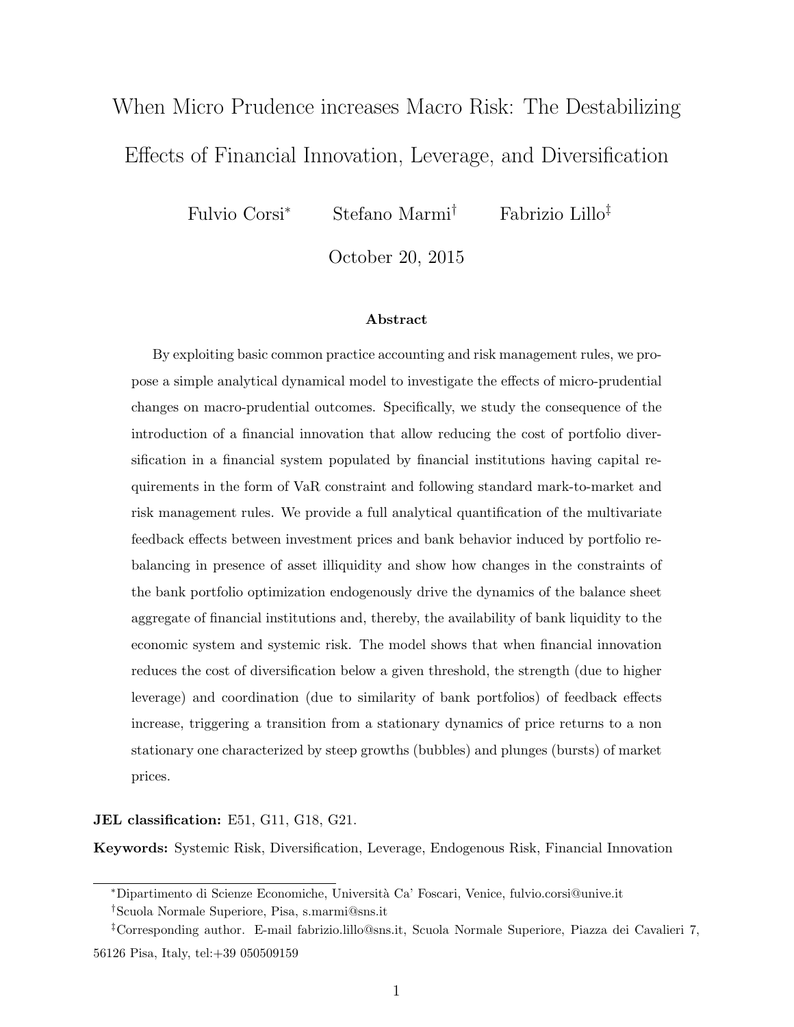# When Micro Prudence increases Macro Risk: The Destabilizing Effects of Financial Innovation, Leverage, and Diversification

Fulvio Corsi* Stefano Marmi† Fabrizio Lillo‡

October 20, 2015

### Abstract

By exploiting basic common practice accounting and risk management rules, we propose a simple analytical dynamical model to investigate the effects of micro-prudential changes on macro-prudential outcomes. Specifically, we study the consequence of the introduction of a financial innovation that allow reducing the cost of portfolio diversification in a financial system populated by financial institutions having capital requirements in the form of VaR constraint and following standard mark-to-market and risk management rules. We provide a full analytical quantification of the multivariate feedback effects between investment prices and bank behavior induced by portfolio rebalancing in presence of asset illiquidity and show how changes in the constraints of the bank portfolio optimization endogenously drive the dynamics of the balance sheet aggregate of financial institutions and, thereby, the availability of bank liquidity to the economic system and systemic risk. The model shows that when financial innovation reduces the cost of diversification below a given threshold, the strength (due to higher leverage) and coordination (due to similarity of bank portfolios) of feedback effects increase, triggering a transition from a stationary dynamics of price returns to a non stationary one characterized by steep growths (bubbles) and plunges (bursts) of market prices.

**JEL classification:** E51, G11, G18, G21.

**Keywords:** Systemic Risk, Diversification, Leverage, Endogenous Risk, Financial Innovation

---

*Dipartimento di Scienze Economiche, Università Ca' Foscari, Venice, fulvio.corsi@unive.it

†Scuola Normale Superiore, Pisa, s.marmi@sns.it

‡Corresponding author. E-mail fabrizio.lillo@sns.it, Scuola Normale Superiore, Piazza dei Cavalieri 7, 56126 Pisa, Italy, tel:+39 050509159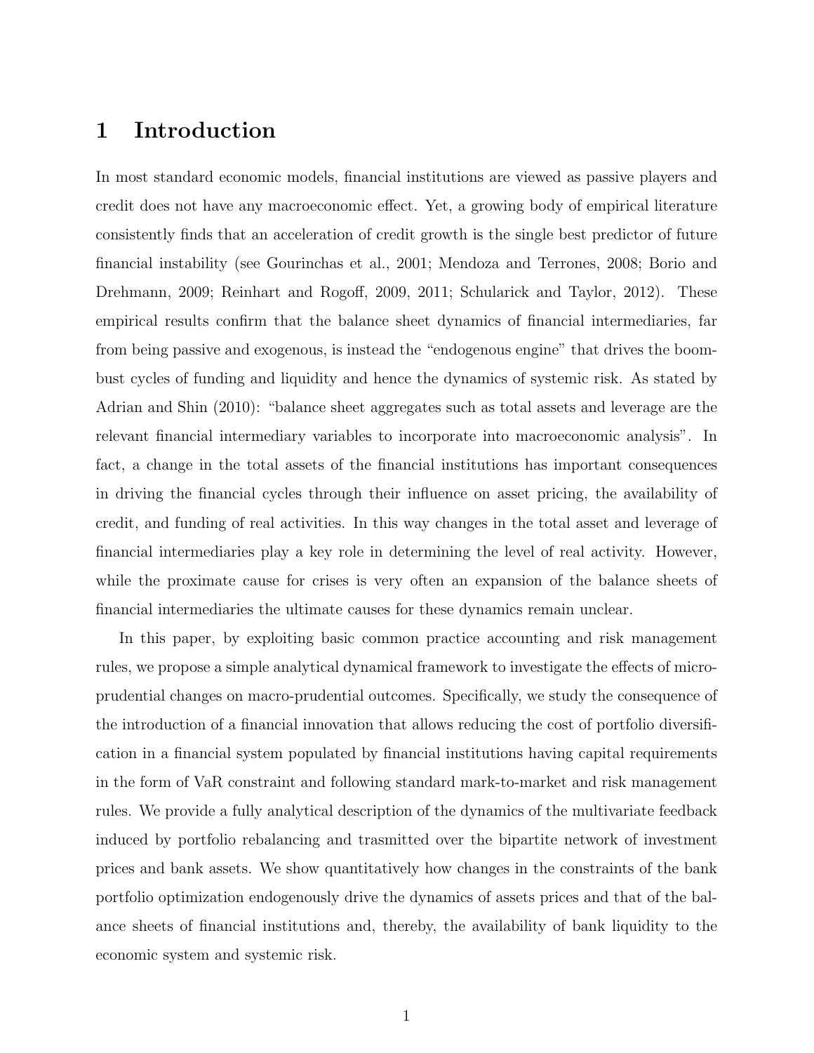# 1 Introduction

In most standard economic models, financial institutions are viewed as passive players and credit does not have any macroeconomic effect. Yet, a growing body of empirical literature consistently finds that an acceleration of credit growth is the single best predictor of future financial instability (see Gourinchas et al., 2001; Mendoza and Terrones, 2008; Borio and Drehmann, 2009; Reinhart and Rogoff, 2009, 2011; Schularick and Taylor, 2012). These empirical results confirm that the balance sheet dynamics of financial intermediaries, far from being passive and exogenous, is instead the "endogenous engine" that drives the boom-bust cycles of funding and liquidity and hence the dynamics of systemic risk. As stated by Adrian and Shin (2010): "balance sheet aggregates such as total assets and leverage are the relevant financial intermediary variables to incorporate into macroeconomic analysis". In fact, a change in the total assets of the financial institutions has important consequences in driving the financial cycles through their influence on asset pricing, the availability of credit, and funding of real activities. In this way changes in the total asset and leverage of financial intermediaries play a key role in determining the level of real activity. However, while the proximate cause for crises is very often an expansion of the balance sheets of financial intermediaries the ultimate causes for these dynamics remain unclear.

In this paper, by exploiting basic common practice accounting and risk management rules, we propose a simple analytical dynamical framework to investigate the effects of micro-prudential changes on macro-prudential outcomes. Specifically, we study the consequence of the introduction of a financial innovation that allows reducing the cost of portfolio diversification in a financial system populated by financial institutions having capital requirements in the form of VaR constraint and following standard mark-to-market and risk management rules. We provide a fully analytical description of the dynamics of the multivariate feedback induced by portfolio rebalancing and trasmitted over the bipartite network of investment prices and bank assets. We show quantitatively how changes in the constraints of the bank portfolio optimization endogenously drive the dynamics of assets prices and that of the balance sheets of financial institutions and, thereby, the availability of bank liquidity to the economic system and systemic risk.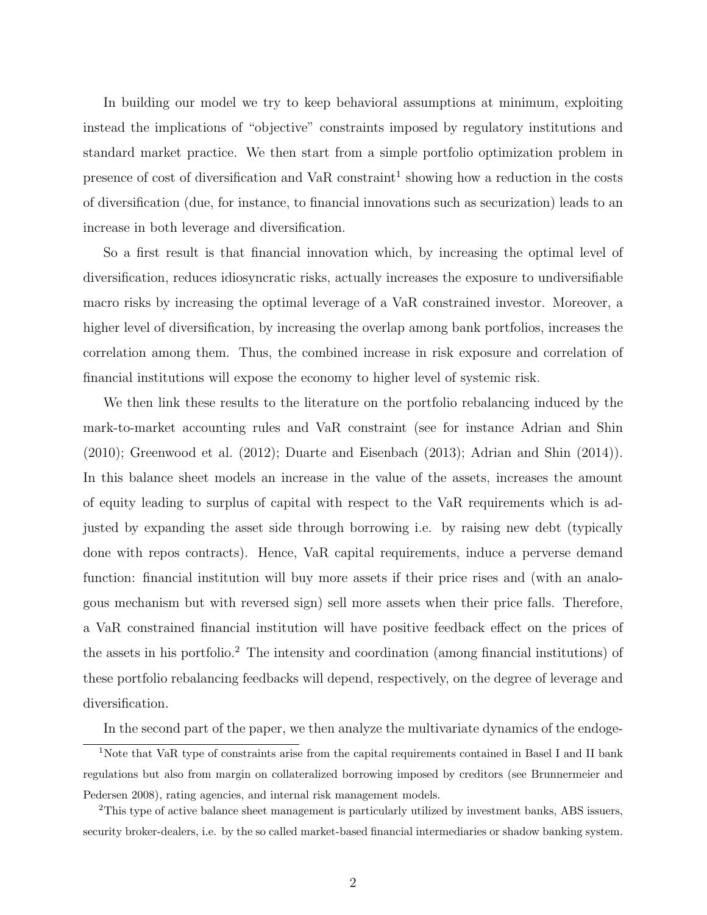In building our model we try to keep behavioral assumptions at minimum, exploiting instead the implications of "objective" constraints imposed by regulatory institutions and standard market practice. We then start from a simple portfolio optimization problem in presence of cost of diversification and VaR constraint[1] showing how a reduction in the costs of diversification (due, for instance, to financial innovations such as securization) leads to an increase in both leverage and diversification.

So a first result is that financial innovation which, by increasing the optimal level of diversification, reduces idiosyncratic risks, actually increases the exposure to undiversifiable macro risks by increasing the optimal leverage of a VaR constrained investor. Moreover, a higher level of diversification, by increasing the overlap among bank portfolios, increases the correlation among them. Thus, the combined increase in risk exposure and correlation of financial institutions will expose the economy to higher level of systemic risk.

We then link these results to the literature on the portfolio rebalancing induced by the mark-to-market accounting rules and VaR constraint (see for instance Adrian and Shin (2010); Greenwood et al. (2012); Duarte and Eisenbach (2013); Adrian and Shin (2014)). In this balance sheet models an increase in the value of the assets, increases the amount of equity leading to surplus of capital with respect to the VaR requirements which is adjusted by expanding the asset side through borrowing i.e. by raising new debt (typically done with repos contracts). Hence, VaR capital requirements, induce a perverse demand function: financial institution will buy more assets if their price rises and (with an analogous mechanism but with reversed sign) sell more assets when their price falls. Therefore, a VaR constrained financial institution will have positive feedback effect on the prices of the assets in his portfolio.[2] The intensity and coordination (among financial institutions) of these portfolio rebalancing feedbacks will depend, respectively, on the degree of leverage and diversification.

In the second part of the paper, we then analyze the multivariate dynamics of the endoge-

[1] Note that VaR type of constraints arise from the capital requirements contained in Basel I and II bank regulations but also from margin on collateralized borrowing imposed by creditors (see Brunnermeier and Pedersen 2008), rating agencies, and internal risk management models.

[2] This type of active balance sheet management is particularly utilized by investment banks, ABS issuers, security broker-dealers, i.e. by the so called market-based financial intermediaries or shadow banking system.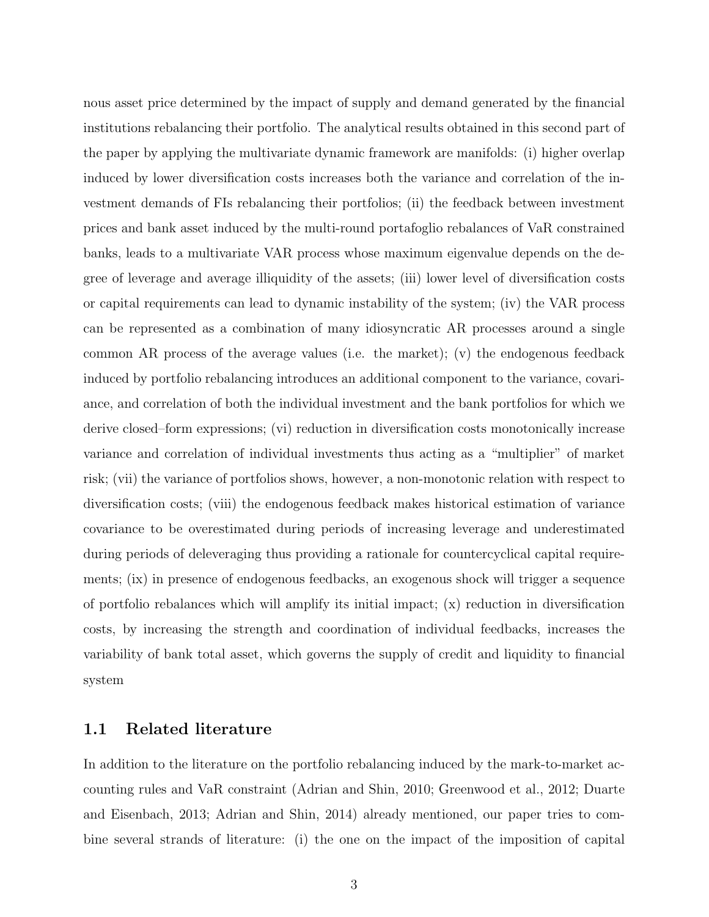nous asset price determined by the impact of supply and demand generated by the financial institutions rebalancing their portfolio. The analytical results obtained in this second part of the paper by applying the multivariate dynamic framework are manifolds: (i) higher overlap induced by lower diversification costs increases both the variance and correlation of the investment demands of FIs rebalancing their portfolios; (ii) the feedback between investment prices and bank asset induced by the multi-round portafoglio rebalances of VaR constrained banks, leads to a multivariate VAR process whose maximum eigenvalue depends on the degree of leverage and average illiquidity of the assets; (iii) lower level of diversification costs or capital requirements can lead to dynamic instability of the system; (iv) the VAR process can be represented as a combination of many idiosyncratic AR processes around a single common AR process of the average values (i.e. the market); (v) the endogenous feedback induced by portfolio rebalancing introduces an additional component to the variance, covariance, and correlation of both the individual investment and the bank portfolios for which we derive closed–form expressions; (vi) reduction in diversification costs monotonically increase variance and correlation of individual investments thus acting as a "multiplier" of market risk; (vii) the variance of portfolios shows, however, a non-monotonic relation with respect to diversification costs; (viii) the endogenous feedback makes historical estimation of variance covariance to be overestimated during periods of increasing leverage and underestimated during periods of deleveraging thus providing a rationale for countercyclical capital requirements; (ix) in presence of endogenous feedbacks, an exogenous shock will trigger a sequence of portfolio rebalances which will amplify its initial impact; (x) reduction in diversification costs, by increasing the strength and coordination of individual feedbacks, increases the variability of bank total asset, which governs the supply of credit and liquidity to financial system

## 1.1 Related literature

In addition to the literature on the portfolio rebalancing induced by the mark-to-market accounting rules and VaR constraint (Adrian and Shin, 2010; Greenwood et al., 2012; Duarte and Eisenbach, 2013; Adrian and Shin, 2014) already mentioned, our paper tries to combine several strands of literature: (i) the one on the impact of the imposition of capital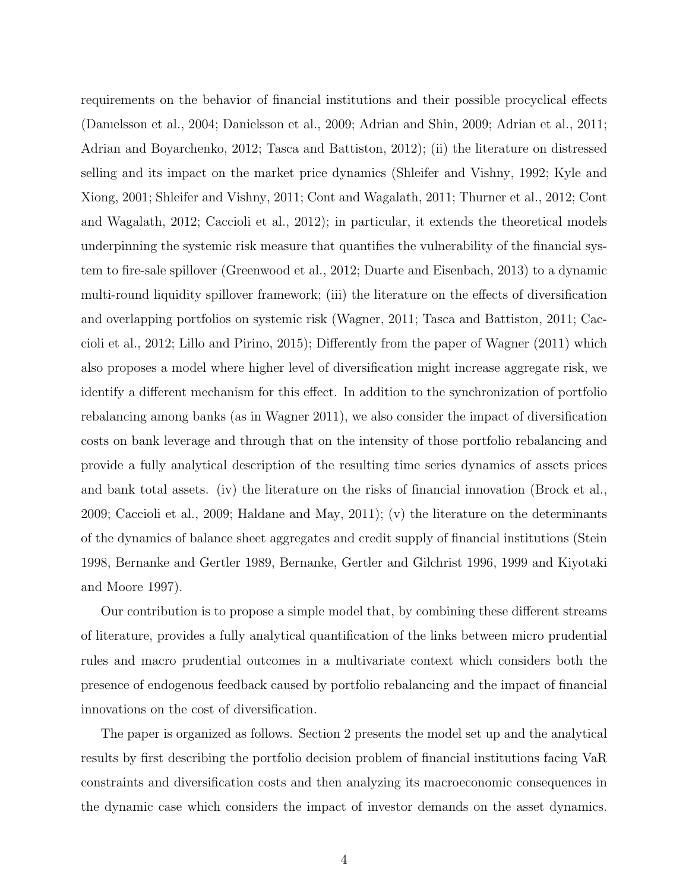requirements on the behavior of financial institutions and their possible procyclical effects (Danıelsson et al., 2004; Danielsson et al., 2009; Adrian and Shin, 2009; Adrian et al., 2011; Adrian and Boyarchenko, 2012; Tasca and Battiston, 2012); (ii) the literature on distressed selling and its impact on the market price dynamics (Shleifer and Vishny, 1992; Kyle and Xiong, 2001; Shleifer and Vishny, 2011; Cont and Wagalath, 2011; Thurner et al., 2012; Cont and Wagalath, 2012; Caccioli et al., 2012); in particular, it extends the theoretical models underpinning the systemic risk measure that quantifies the vulnerability of the financial system to fire-sale spillover (Greenwood et al., 2012; Duarte and Eisenbach, 2013) to a dynamic multi-round liquidity spillover framework; (iii) the literature on the effects of diversification and overlapping portfolios on systemic risk (Wagner, 2011; Tasca and Battiston, 2011; Caccioli et al., 2012; Lillo and Pirino, 2015); Differently from the paper of Wagner (2011) which also proposes a model where higher level of diversification might increase aggregate risk, we identify a different mechanism for this effect. In addition to the synchronization of portfolio rebalancing among banks (as in Wagner 2011), we also consider the impact of diversification costs on bank leverage and through that on the intensity of those portfolio rebalancing and provide a fully analytical description of the resulting time series dynamics of assets prices and bank total assets. (iv) the literature on the risks of financial innovation (Brock et al., 2009; Caccioli et al., 2009; Haldane and May, 2011); (v) the literature on the determinants of the dynamics of balance sheet aggregates and credit supply of financial institutions (Stein 1998, Bernanke and Gertler 1989, Bernanke, Gertler and Gilchrist 1996, 1999 and Kiyotaki and Moore 1997).

Our contribution is to propose a simple model that, by combining these different streams of literature, provides a fully analytical quantification of the links between micro prudential rules and macro prudential outcomes in a multivariate context which considers both the presence of endogenous feedback caused by portfolio rebalancing and the impact of financial innovations on the cost of diversification.

The paper is organized as follows. Section 2 presents the model set up and the analytical results by first describing the portfolio decision problem of financial institutions facing VaR constraints and diversification costs and then analyzing its macroeconomic consequences in the dynamic case which considers the impact of investor demands on the asset dynamics.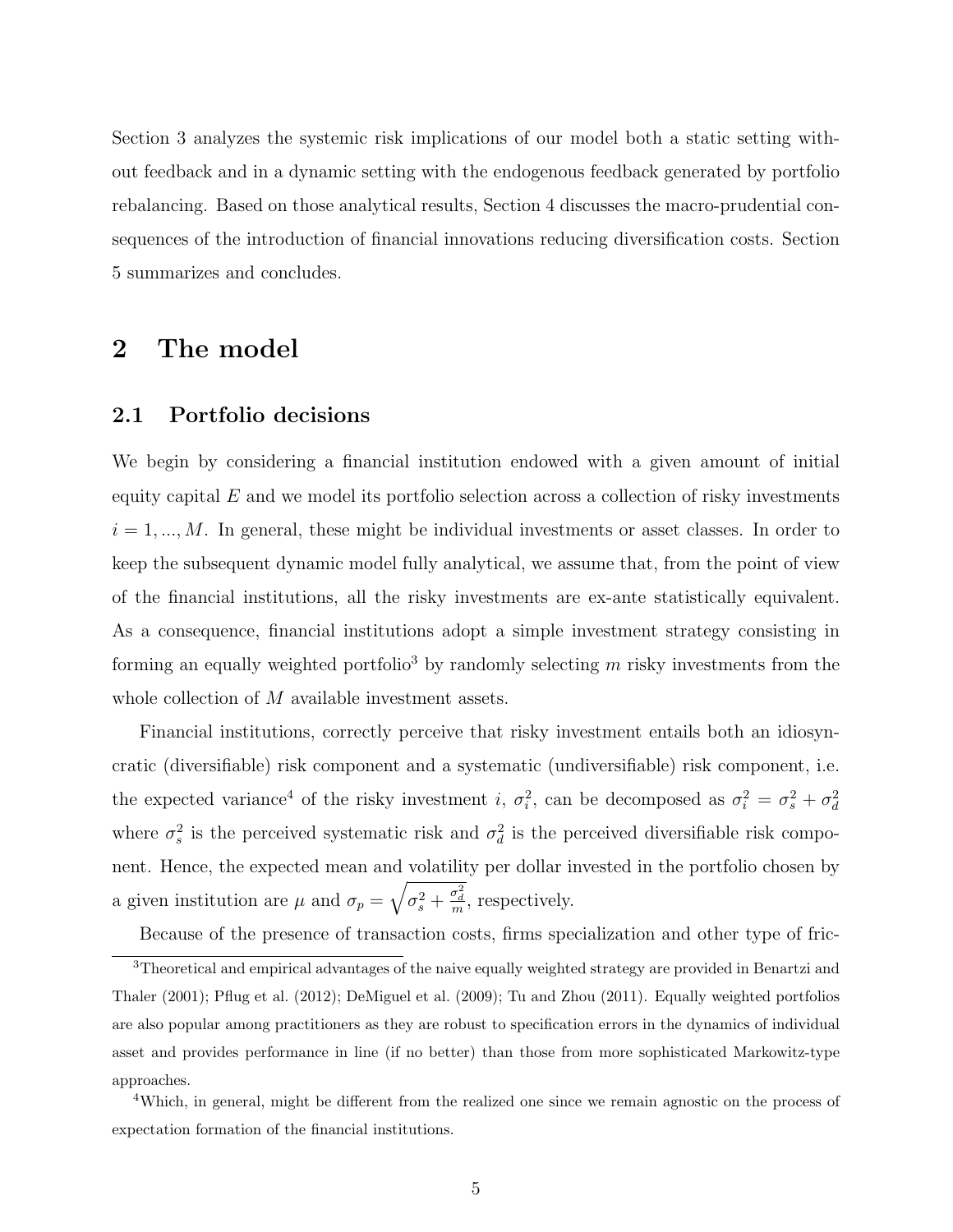Section 3 analyzes the systemic risk implications of our model both a static setting without feedback and in a dynamic setting with the endogenous feedback generated by portfolio rebalancing. Based on those analytical results, Section 4 discusses the macro-prudential consequences of the introduction of financial innovations reducing diversification costs. Section 5 summarizes and concludes.

# 2 The model

## 2.1 Portfolio decisions

We begin by considering a financial institution endowed with a given amount of initial equity capital $E$ and we model its portfolio selection across a collection of risky investments $i = 1, ..., M$. In general, these might be individual investments or asset classes. In order to keep the subsequent dynamic model fully analytical, we assume that, from the point of view of the financial institutions, all the risky investments are ex-ante statistically equivalent. As a consequence, financial institutions adopt a simple investment strategy consisting in forming an equally weighted portfolio[3] by randomly selecting $m$ risky investments from the whole collection of $M$ available investment assets.

Financial institutions, correctly perceive that risky investment entails both an idiosyncratic (diversifiable) risk component and a systematic (undiversifiable) risk component, i.e. the expected variance[4] of the risky investment $i$, $\sigma_i^2$, can be decomposed as $\sigma_i^2 = \sigma_s^2 + \sigma_d^2$ where $\sigma_s^2$ is the perceived systematic risk and $\sigma_d^2$ is the perceived diversifiable risk component. Hence, the expected mean and volatility per dollar invested in the portfolio chosen by a given institution are $\mu$ and $\sigma_p = \sqrt{\sigma_s^2 + \frac{\sigma_d^2}{m}}$, respectively.

Because of the presence of transaction costs, firms specialization and other type of fric-

[3] Theoretical and empirical advantages of the naive equally weighted strategy are provided in Benartzi and Thaler (2001); Pflug et al. (2012); DeMiguel et al. (2009); Tu and Zhou (2011). Equally weighted portfolios are also popular among practitioners as they are robust to specification errors in the dynamics of individual asset and provides performance in line (if no better) than those from more sophisticated Markowitz-type approaches.

[4] Which, in general, might be different from the realized one since we remain agnostic on the process of expectation formation of the financial institutions.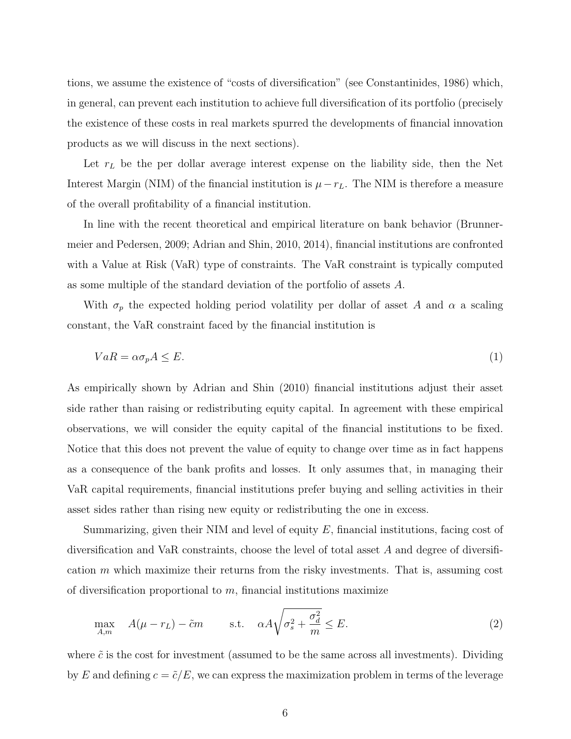tions, we assume the existence of "costs of diversification" (see Constantinides, 1986) which, in general, can prevent each institution to achieve full diversification of its portfolio (precisely the existence of these costs in real markets spurred the developments of financial innovation products as we will discuss in the next sections).

Let $r_L$ be the per dollar average interest expense on the liability side, then the Net Interest Margin (NIM) of the financial institution is $\mu - r_L$. The NIM is therefore a measure of the overall profitability of a financial institution.

In line with the recent theoretical and empirical literature on bank behavior (Brunnermeier and Pedersen, 2009; Adrian and Shin, 2010, 2014), financial institutions are confronted with a Value at Risk (VaR) type of constraints. The VaR constraint is typically computed as some multiple of the standard deviation of the portfolio of assets $A$.

With $\sigma_p$ the expected holding period volatility per dollar of asset $A$ and $\alpha$ a scaling constant, the VaR constraint faced by the financial institution is

$$VaR = \alpha \sigma_p A \leq E. \tag{1}$$

As empirically shown by Adrian and Shin (2010) financial institutions adjust their asset side rather than raising or redistributing equity capital. In agreement with these empirical observations, we will consider the equity capital of the financial institutions to be fixed. Notice that this does not prevent the value of equity to change over time as in fact happens as a consequence of the bank profits and losses. It only assumes that, in managing their VaR capital requirements, financial institutions prefer buying and selling activities in their asset sides rather than rising new equity or redistributing the one in excess.

Summarizing, given their NIM and level of equity $E$, financial institutions, facing cost of diversification and VaR constraints, choose the level of total asset $A$ and degree of diversification $m$ which maximize their returns from the risky investments. That is, assuming cost of diversification proportional to $m$, financial institutions maximize

$$\max_{A,m} \quad A(\mu - r_L) - \tilde{c}m \qquad \text{s.t.} \quad \alpha A \sqrt{\sigma_s^2 + \frac{\sigma_d^2}{m}} \leq E. \tag{2}$$

where $\tilde{c}$ is the cost for investment (assumed to be the same across all investments). Dividing by $E$ and defining $c = \tilde{c}/E$, we can express the maximization problem in terms of the leverage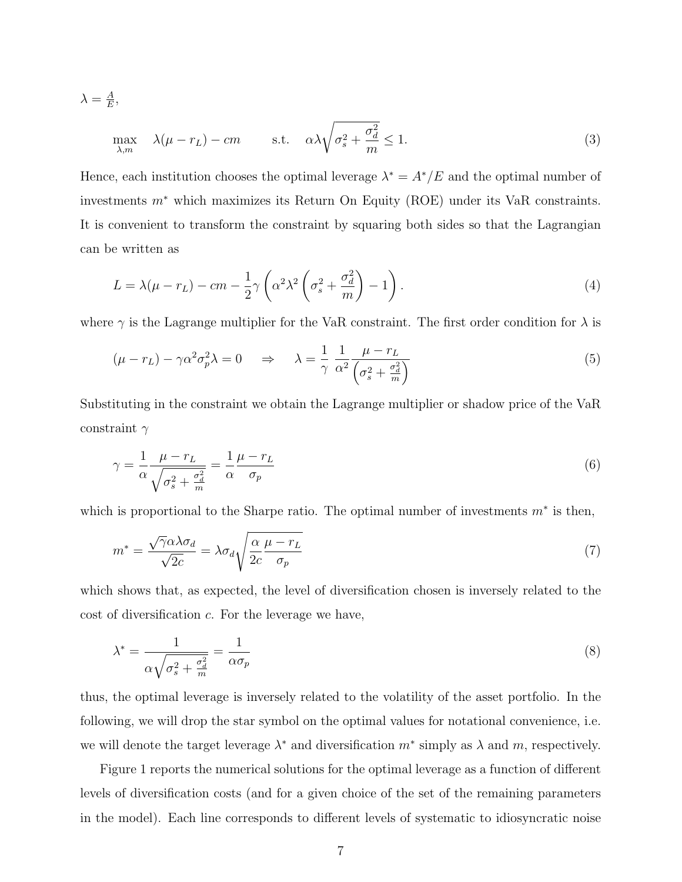$\lambda = \frac{A}{E}$,

$$
\max_{\lambda, m} \quad \lambda(\mu - r_L) - cm \qquad \text{s.t.} \quad \alpha\lambda\sqrt{\sigma_s^2 + \frac{\sigma_d^2}{m}} \leq 1. \tag{3}
$$

Hence, each institution chooses the optimal leverage $\lambda^* = A^*/E$ and the optimal number of investments $m^*$ which maximizes its Return On Equity (ROE) under its VaR constraints. It is convenient to transform the constraint by squaring both sides so that the Lagrangian can be written as

$$
L = \lambda(\mu - r_L) - cm - \frac{1}{2}\gamma\left(\alpha^2\lambda^2\left(\sigma_s^2 + \frac{\sigma_d^2}{m}\right) - 1\right). \tag{4}
$$

where $\gamma$ is the Lagrange multiplier for the VaR constraint. The first order condition for $\lambda$ is

$$
(\mu - r_L) - \gamma\alpha^2\sigma_p^2\lambda = 0 \quad \Rightarrow \quad \lambda = \frac{1}{\gamma}\,\frac{1}{\alpha^2}\frac{\mu - r_L}{\left(\sigma_s^2 + \frac{\sigma_d^2}{m}\right)} \tag{5}
$$

Substituting in the constraint we obtain the Lagrange multiplier or shadow price of the VaR constraint $\gamma$

$$
\gamma = \frac{1}{\alpha}\frac{\mu - r_L}{\sqrt{\sigma_s^2 + \frac{\sigma_d^2}{m}}} = \frac{1}{\alpha}\frac{\mu - r_L}{\sigma_p} \tag{6}
$$

which is proportional to the Sharpe ratio. The optimal number of investments $m^*$ is then,

$$
m^* = \frac{\sqrt{\gamma}\alpha\lambda\sigma_d}{\sqrt{2c}} = \lambda\sigma_d\sqrt{\frac{\alpha}{2c}\frac{\mu - r_L}{\sigma_p}} \tag{7}
$$

which shows that, as expected, the level of diversification chosen is inversely related to the cost of diversification $c$. For the leverage we have,

$$
\lambda^* = \frac{1}{\alpha\sqrt{\sigma_s^2 + \frac{\sigma_d^2}{m}}} = \frac{1}{\alpha\sigma_p} \tag{8}
$$

thus, the optimal leverage is inversely related to the volatility of the asset portfolio. In the following, we will drop the star symbol on the optimal values for notational convenience, i.e. we will denote the target leverage $\lambda^*$ and diversification $m^*$ simply as $\lambda$ and $m$, respectively.

Figure 1 reports the numerical solutions for the optimal leverage as a function of different levels of diversification costs (and for a given choice of the set of the remaining parameters in the model). Each line corresponds to different levels of systematic to idiosyncratic noise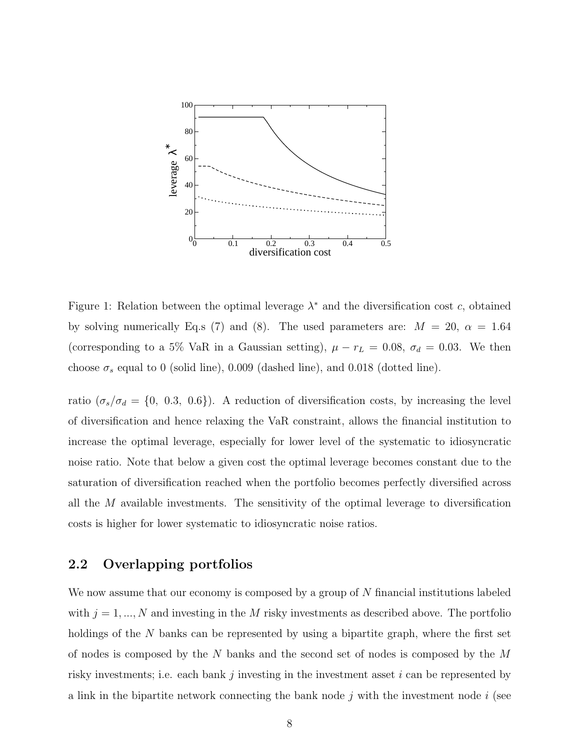Figure 1: Relation between the optimal leverage $\lambda^*$ and the diversification cost $c$, obtained by solving numerically Eq.s (7) and (8). The used parameters are: $M = 20$, $\alpha = 1.64$ (corresponding to a 5% VaR in a Gaussian setting), $\mu - r_L = 0.08$, $\sigma_d = 0.03$. We then choose $\sigma_s$ equal to 0 (solid line), 0.009 (dashed line), and 0.018 (dotted line).

ratio ($\sigma_s/\sigma_d = \{0,\ 0.3,\ 0.6\}$). A reduction of diversification costs, by increasing the level of diversification and hence relaxing the VaR constraint, allows the financial institution to increase the optimal leverage, especially for lower level of the systematic to idiosyncratic noise ratio. Note that below a given cost the optimal leverage becomes constant due to the saturation of diversification reached when the portfolio becomes perfectly diversified across all the $M$ available investments. The sensitivity of the optimal leverage to diversification costs is higher for lower systematic to idiosyncratic noise ratios.

## 2.2 Overlapping portfolios

We now assume that our economy is composed by a group of $N$ financial institutions labeled with $j = 1, ..., N$ and investing in the $M$ risky investments as described above. The portfolio holdings of the $N$ banks can be represented by using a bipartite graph, where the first set of nodes is composed by the $N$ banks and the second set of nodes is composed by the $M$ risky investments; i.e. each bank $j$ investing in the investment asset $i$ can be represented by a link in the bipartite network connecting the bank node $j$ with the investment node $i$ (see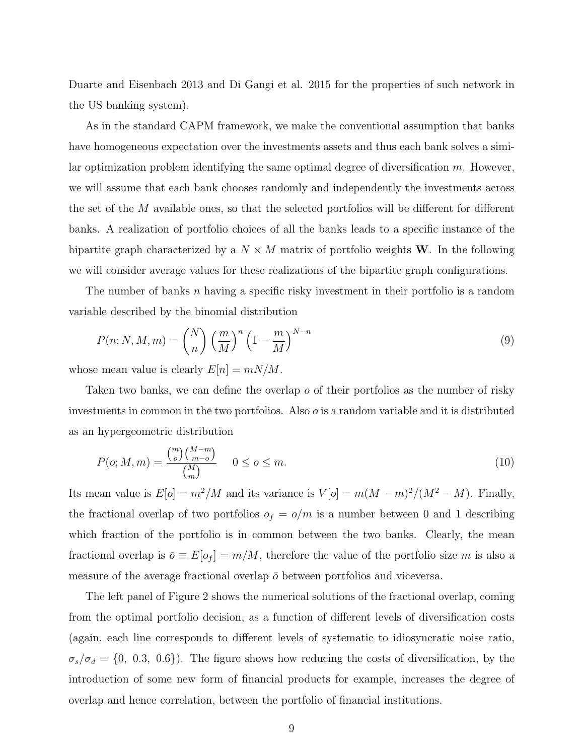Duarte and Eisenbach 2013 and Di Gangi et al. 2015 for the properties of such network in the US banking system).

As in the standard CAPM framework, we make the conventional assumption that banks have homogeneous expectation over the investments assets and thus each bank solves a similar optimization problem identifying the same optimal degree of diversification $m$. However, we will assume that each bank chooses randomly and independently the investments across the set of the $M$ available ones, so that the selected portfolios will be different for different banks. A realization of portfolio choices of all the banks leads to a specific instance of the bipartite graph characterized by a $N \times M$ matrix of portfolio weights $\mathbf{W}$. In the following we will consider average values for these realizations of the bipartite graph configurations.

The number of banks $n$ having a specific risky investment in their portfolio is a random variable described by the binomial distribution

$$P(n; N, M, m) = \binom{N}{n} \left(\frac{m}{M}\right)^n \left(1 - \frac{m}{M}\right)^{N-n} \tag{9}$$

whose mean value is clearly $E[n] = mN/M$.

Taken two banks, we can define the overlap $o$ of their portfolios as the number of risky investments in common in the two portfolios. Also $o$ is a random variable and it is distributed as an hypergeometric distribution

$$P(o; M, m) = \frac{\binom{m}{o}\binom{M-m}{m-o}}{\binom{M}{m}} \quad 0 \le o \le m. \tag{10}$$

Its mean value is $E[o] = m^2/M$ and its variance is $V[o] = m(M-m)^2/(M^2 - M)$. Finally, the fractional overlap of two portfolios $o_f = o/m$ is a number between 0 and 1 describing which fraction of the portfolio is in common between the two banks. Clearly, the mean fractional overlap is $\bar{o} \equiv E[o_f] = m/M$, therefore the value of the portfolio size $m$ is also a measure of the average fractional overlap $\bar{o}$ between portfolios and viceversa.

The left panel of Figure 2 shows the numerical solutions of the fractional overlap, coming from the optimal portfolio decision, as a function of different levels of diversification costs (again, each line corresponds to different levels of systematic to idiosyncratic noise ratio, $\sigma_s/\sigma_d = \{0,\ 0.3,\ 0.6\}$). The figure shows how reducing the costs of diversification, by the introduction of some new form of financial products for example, increases the degree of overlap and hence correlation, between the portfolio of financial institutions.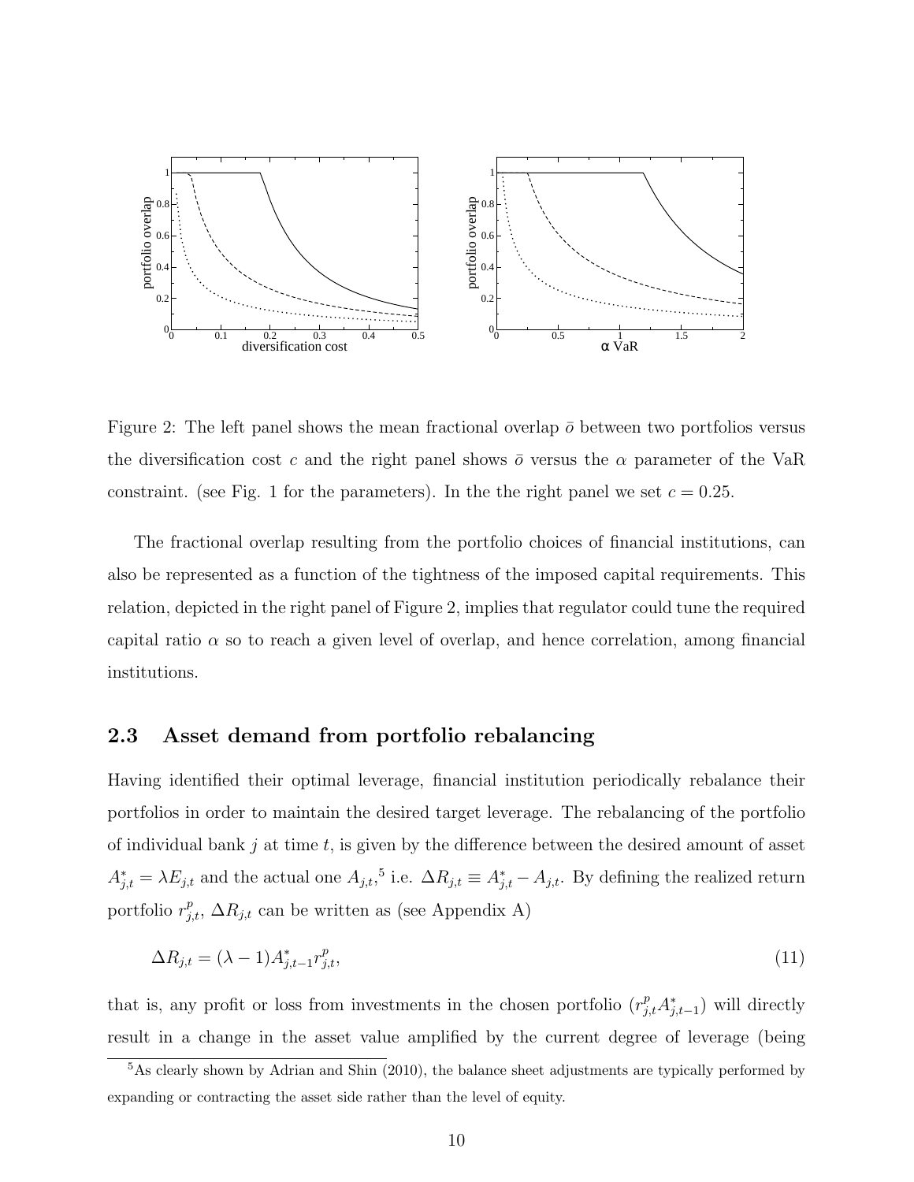Figure 2: The left panel shows the mean fractional overlap $\bar{o}$ between two portfolios versus the diversification cost $c$ and the right panel shows $\bar{o}$ versus the $\alpha$ parameter of the VaR constraint. (see Fig. 1 for the parameters). In the the right panel we set $c = 0.25$.

The fractional overlap resulting from the portfolio choices of financial institutions, can also be represented as a function of the tightness of the imposed capital requirements. This relation, depicted in the right panel of Figure 2, implies that regulator could tune the required capital ratio $\alpha$ so to reach a given level of overlap, and hence correlation, among financial institutions.

## 2.3 Asset demand from portfolio rebalancing

Having identified their optimal leverage, financial institution periodically rebalance their portfolios in order to maintain the desired target leverage. The rebalancing of the portfolio of individual bank $j$ at time $t$, is given by the difference between the desired amount of asset $A^*_{j,t} = \lambda E_{j,t}$ and the actual one $A_{j,t}$,[5] i.e. $\Delta R_{j,t} \equiv A^*_{j,t} - A_{j,t}$. By defining the realized return portfolio $r^p_{j,t}$, $\Delta R_{j,t}$ can be written as (see Appendix A)

$$\Delta R_{j,t} = (\lambda - 1)A^*_{j,t-1} r^p_{j,t}, \tag{11}$$

that is, any profit or loss from investments in the chosen portfolio ($r^p_{j,t} A^*_{j,t-1}$) will directly result in a change in the asset value amplified by the current degree of leverage (being

[5] As clearly shown by Adrian and Shin (2010), the balance sheet adjustments are typically performed by expanding or contracting the asset side rather than the level of equity.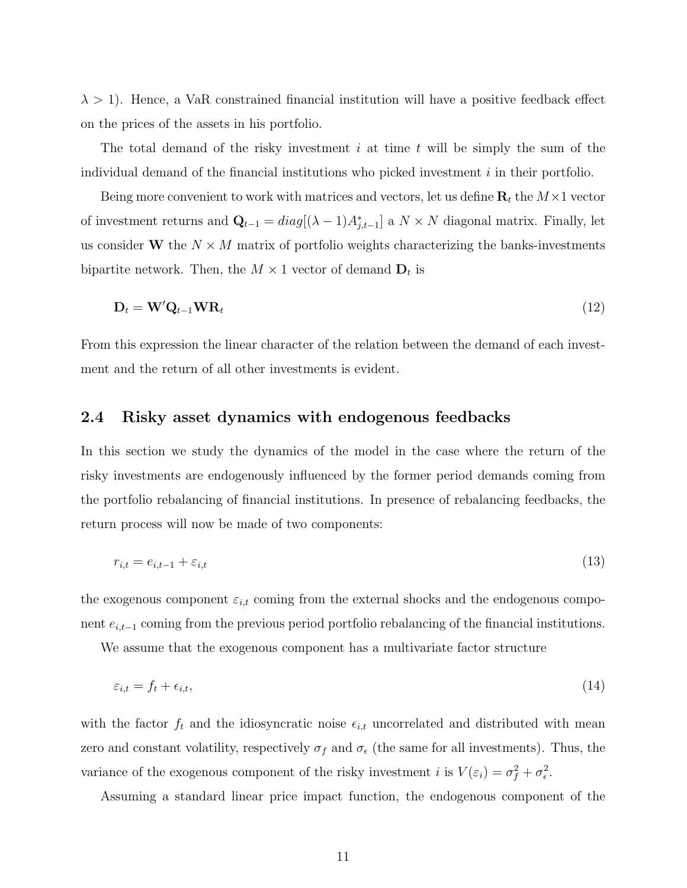$\lambda > 1$). Hence, a VaR constrained financial institution will have a positive feedback effect on the prices of the assets in his portfolio.

The total demand of the risky investment $i$ at time $t$ will be simply the sum of the individual demand of the financial institutions who picked investment $i$ in their portfolio.

Being more convenient to work with matrices and vectors, let us define $\mathbf{R}_t$ the $M \times 1$ vector of investment returns and $\mathbf{Q}_{t-1} = diag[(\lambda - 1)A^*_{j,t-1}]$ a $N \times N$ diagonal matrix. Finally, let us consider $\mathbf{W}$ the $N \times M$ matrix of portfolio weights characterizing the banks-investments bipartite network. Then, the $M \times 1$ vector of demand $\mathbf{D}_t$ is

$$\mathbf{D}_t = \mathbf{W}'\mathbf{Q}_{t-1}\mathbf{W}\mathbf{R}_t \tag{12}$$

From this expression the linear character of the relation between the demand of each investment and the return of all other investments is evident.

## 2.4 Risky asset dynamics with endogenous feedbacks

In this section we study the dynamics of the model in the case where the return of the risky investments are endogenously influenced by the former period demands coming from the portfolio rebalancing of financial institutions. In presence of rebalancing feedbacks, the return process will now be made of two components:

$$r_{i,t} = e_{i,t-1} + \varepsilon_{i,t} \tag{13}$$

the exogenous component $\varepsilon_{i,t}$ coming from the external shocks and the endogenous component $e_{i,t-1}$ coming from the previous period portfolio rebalancing of the financial institutions.

We assume that the exogenous component has a multivariate factor structure

$$\varepsilon_{i,t} = f_t + \epsilon_{i,t}, \tag{14}$$

with the factor $f_t$ and the idiosyncratic noise $\epsilon_{i,t}$ uncorrelated and distributed with mean zero and constant volatility, respectively $\sigma_f$ and $\sigma_\epsilon$ (the same for all investments). Thus, the variance of the exogenous component of the risky investment $i$ is $V(\varepsilon_i) = \sigma_f^2 + \sigma_\epsilon^2$.

Assuming a standard linear price impact function, the endogenous component of the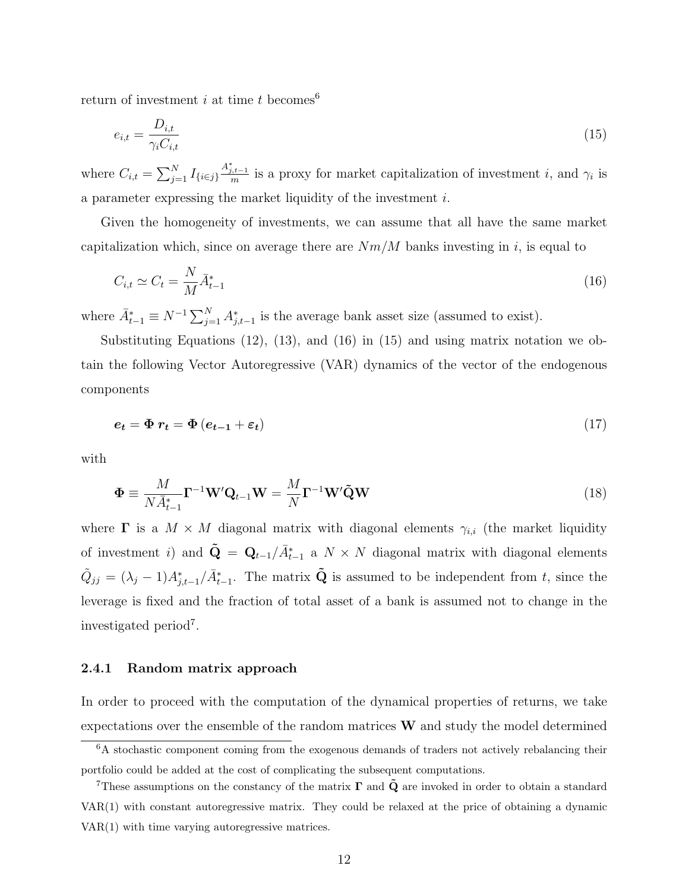return of investment $i$ at time $t$ becomes[6]

$$e_{i,t} = \frac{D_{i,t}}{\gamma_i C_{i,t}} \tag{15}$$

where $C_{i,t} = \sum_{j=1}^{N} I_{\{i \in j\}} \frac{A^*_{j,t-1}}{m}$ is a proxy for market capitalization of investment $i$, and $\gamma_i$ is a parameter expressing the market liquidity of the investment $i$.

Given the homogeneity of investments, we can assume that all have the same market capitalization which, since on average there are $Nm/M$ banks investing in $i$, is equal to

$$C_{i,t} \simeq C_t = \frac{N}{M} \bar{A}^*_{t-1} \tag{16}$$

where $\bar{A}^*_{t-1} \equiv N^{-1} \sum_{j=1}^{N} A^*_{j,t-1}$ is the average bank asset size (assumed to exist).

Substituting Equations (12), (13), and (16) in (15) and using matrix notation we obtain the following Vector Autoregressive (VAR) dynamics of the vector of the endogenous components

$$\boldsymbol{e_t} = \boldsymbol{\Phi}\, \boldsymbol{r_t} = \boldsymbol{\Phi}\left(\boldsymbol{e_{t-1}} + \boldsymbol{\varepsilon_t}\right) \tag{17}$$

with

$$\boldsymbol{\Phi} \equiv \frac{M}{N \bar{A}^*_{t-1}} \boldsymbol{\Gamma}^{-1} \mathbf{W}' \mathbf{Q}_{t-1} \mathbf{W} = \frac{M}{N} \boldsymbol{\Gamma}^{-1} \mathbf{W}' \tilde{\mathbf{Q}} \mathbf{W} \tag{18}$$

where $\boldsymbol{\Gamma}$ is a $M \times M$ diagonal matrix with diagonal elements $\gamma_{i,i}$ (the market liquidity of investment $i$) and $\tilde{\mathbf{Q}} = \mathbf{Q}_{t-1}/\bar{A}^*_{t-1}$ a $N \times N$ diagonal matrix with diagonal elements $\tilde{Q}_{jj} = (\lambda_j - 1) A^*_{j,t-1}/\bar{A}^*_{t-1}$. The matrix $\tilde{\mathbf{Q}}$ is assumed to be independent from $t$, since the leverage is fixed and the fraction of total asset of a bank is assumed not to change in the investigated period[7].

### 2.4.1 Random matrix approach

In order to proceed with the computation of the dynamical properties of returns, we take expectations over the ensemble of the random matrices $\mathbf{W}$ and study the model determined

[6] A stochastic component coming from the exogenous demands of traders not actively rebalancing their portfolio could be added at the cost of complicating the subsequent computations.

[7] These assumptions on the constancy of the matrix $\boldsymbol{\Gamma}$ and $\tilde{\mathbf{Q}}$ are invoked in order to obtain a standard VAR(1) with constant autoregressive matrix. They could be relaxed at the price of obtaining a dynamic VAR(1) with time varying autoregressive matrices.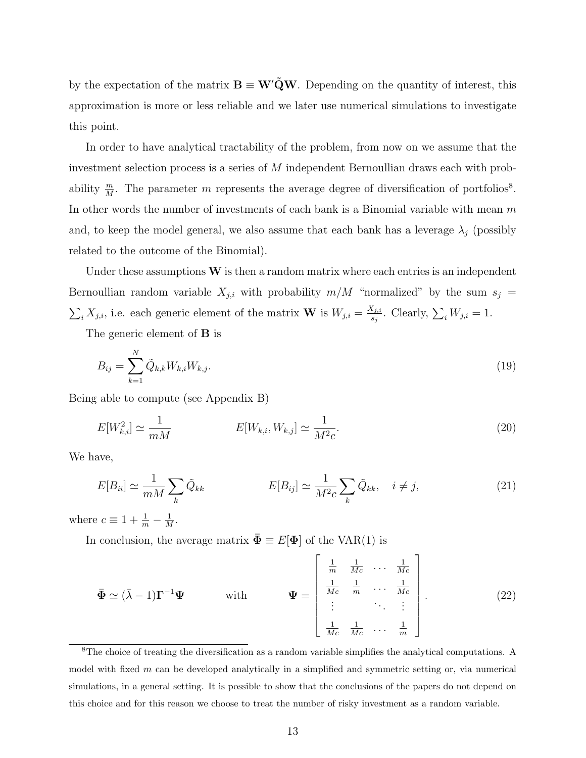by the expectation of the matrix $\mathbf{B} \equiv \mathbf{W}'\tilde{\mathbf{Q}}\mathbf{W}$. Depending on the quantity of interest, this approximation is more or less reliable and we later use numerical simulations to investigate this point.

In order to have analytical tractability of the problem, from now on we assume that the investment selection process is a series of $M$ independent Bernoullian draws each with probability $\frac{m}{M}$. The parameter $m$ represents the average degree of diversification of portfolios[8]. In other words the number of investments of each bank is a Binomial variable with mean $m$ and, to keep the model general, we also assume that each bank has a leverage $\lambda_j$ (possibly related to the outcome of the Binomial).

Under these assumptions $\mathbf{W}$ is then a random matrix where each entries is an independent Bernoullian random variable $X_{j,i}$ with probability $m/M$ "normalized" by the sum $s_j = \sum_i X_{j,i}$, i.e. each generic element of the matrix $\mathbf{W}$ is $W_{j,i} = \frac{X_{j,i}}{s_j}$. Clearly, $\sum_i W_{j,i} = 1$.

The generic element of $\mathbf{B}$ is

$$B_{ij} = \sum_{k=1}^{N} \tilde{Q}_{k,k} W_{k,i} W_{k,j}. \tag{19}$$

Being able to compute (see Appendix B)

$$E[W_{k,i}^2] \simeq \frac{1}{mM} \qquad\qquad E[W_{k,i}, W_{k,j}] \simeq \frac{1}{M^2 c}. \tag{20}$$

We have,

$$E[B_{ii}] \simeq \frac{1}{mM} \sum_k \tilde{Q}_{kk} \qquad\qquad E[B_{ij}] \simeq \frac{1}{M^2 c} \sum_k \tilde{Q}_{kk}, \quad i \neq j, \tag{21}$$

where $c \equiv 1 + \frac{1}{m} - \frac{1}{M}$.

In conclusion, the average matrix $\bar{\mathbf{\Phi}} \equiv E[\mathbf{\Phi}]$ of the VAR(1) is

$$\bar{\mathbf{\Phi}} \simeq (\bar{\lambda} - 1)\mathbf{\Gamma}^{-1}\mathbf{\Psi} \qquad \text{with} \qquad \mathbf{\Psi} = \begin{bmatrix} \frac{1}{m} & \frac{1}{Mc} & \cdots & \frac{1}{Mc} \\ \frac{1}{Mc} & \frac{1}{m} & \cdots & \frac{1}{Mc} \\ \vdots & & \ddots & \vdots \\ \frac{1}{Mc} & \frac{1}{Mc} & \cdots & \frac{1}{m} \end{bmatrix}. \tag{22}$$

[8] The choice of treating the diversification as a random variable simplifies the analytical computations. A model with fixed $m$ can be developed analytically in a simplified and symmetric setting or, via numerical simulations, in a general setting. It is possible to show that the conclusions of the papers do not depend on this choice and for this reason we choose to treat the number of risky investment as a random variable.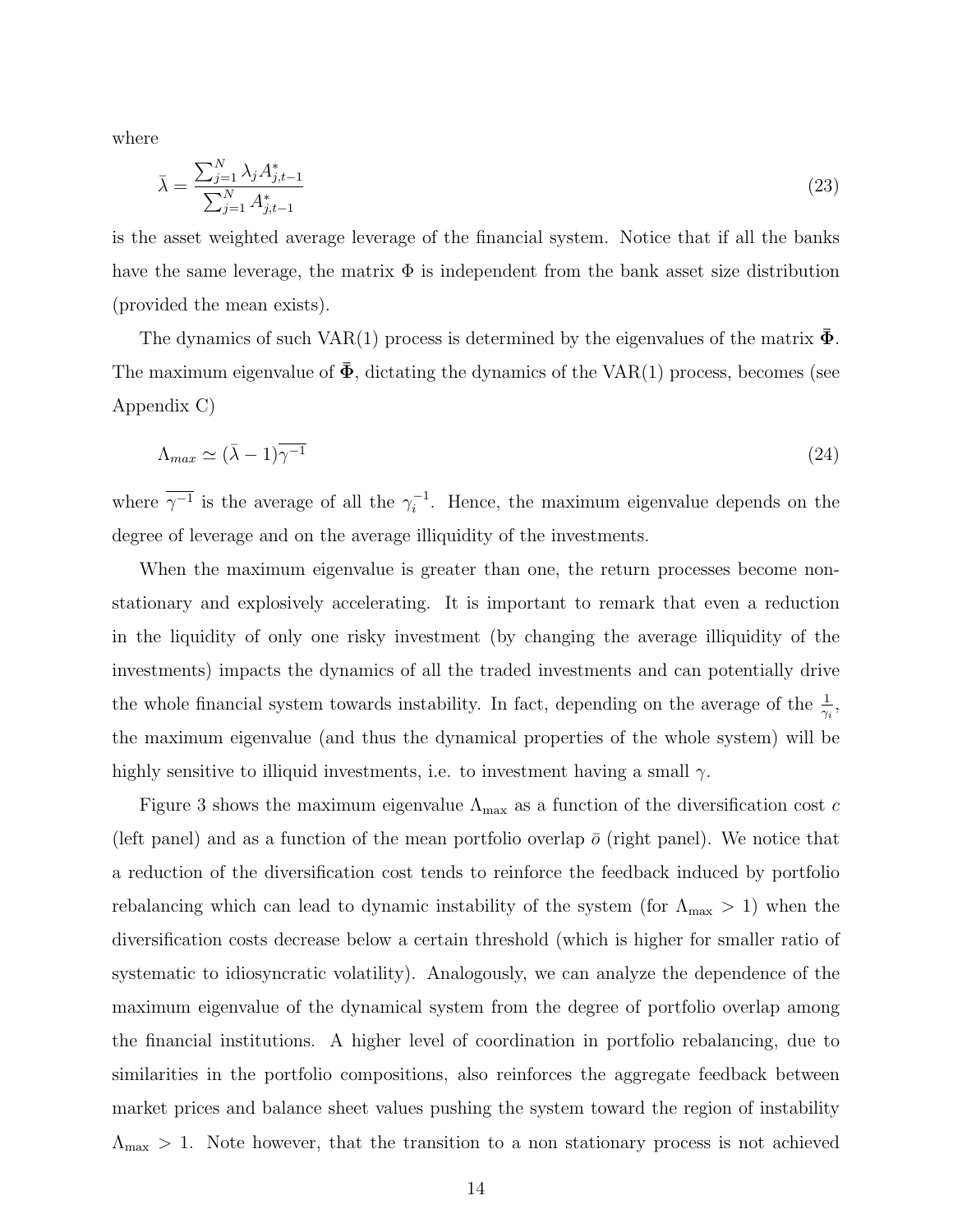where

$$\bar{\lambda} = \frac{\sum_{j=1}^{N} \lambda_j A^*_{j,t-1}}{\sum_{j=1}^{N} A^*_{j,t-1}} \tag{23}$$

is the asset weighted average leverage of the financial system. Notice that if all the banks have the same leverage, the matrix $\Phi$ is independent from the bank asset size distribution (provided the mean exists).

The dynamics of such VAR(1) process is determined by the eigenvalues of the matrix $\bar{\mathbf{\Phi}}$. The maximum eigenvalue of $\bar{\mathbf{\Phi}}$, dictating the dynamics of the VAR(1) process, becomes (see Appendix C)

$$\Lambda_{max} \simeq (\bar{\lambda} - 1)\overline{\gamma^{-1}} \tag{24}$$

where $\overline{\gamma^{-1}}$ is the average of all the $\gamma_i^{-1}$. Hence, the maximum eigenvalue depends on the degree of leverage and on the average illiquidity of the investments.

When the maximum eigenvalue is greater than one, the return processes become non-stationary and explosively accelerating. It is important to remark that even a reduction in the liquidity of only one risky investment (by changing the average illiquidity of the investments) impacts the dynamics of all the traded investments and can potentially drive the whole financial system towards instability. In fact, depending on the average of the $\frac{1}{\gamma_i}$, the maximum eigenvalue (and thus the dynamical properties of the whole system) will be highly sensitive to illiquid investments, i.e. to investment having a small $\gamma$.

Figure 3 shows the maximum eigenvalue $\Lambda_{\max}$ as a function of the diversification cost $c$ (left panel) and as a function of the mean portfolio overlap $\bar{o}$ (right panel). We notice that a reduction of the diversification cost tends to reinforce the feedback induced by portfolio rebalancing which can lead to dynamic instability of the system (for $\Lambda_{\max} > 1$) when the diversification costs decrease below a certain threshold (which is higher for smaller ratio of systematic to idiosyncratic volatility). Analogously, we can analyze the dependence of the maximum eigenvalue of the dynamical system from the degree of portfolio overlap among the financial institutions. A higher level of coordination in portfolio rebalancing, due to similarities in the portfolio compositions, also reinforces the aggregate feedback between market prices and balance sheet values pushing the system toward the region of instability $\Lambda_{\max} > 1$. Note however, that the transition to a non stationary process is not achieved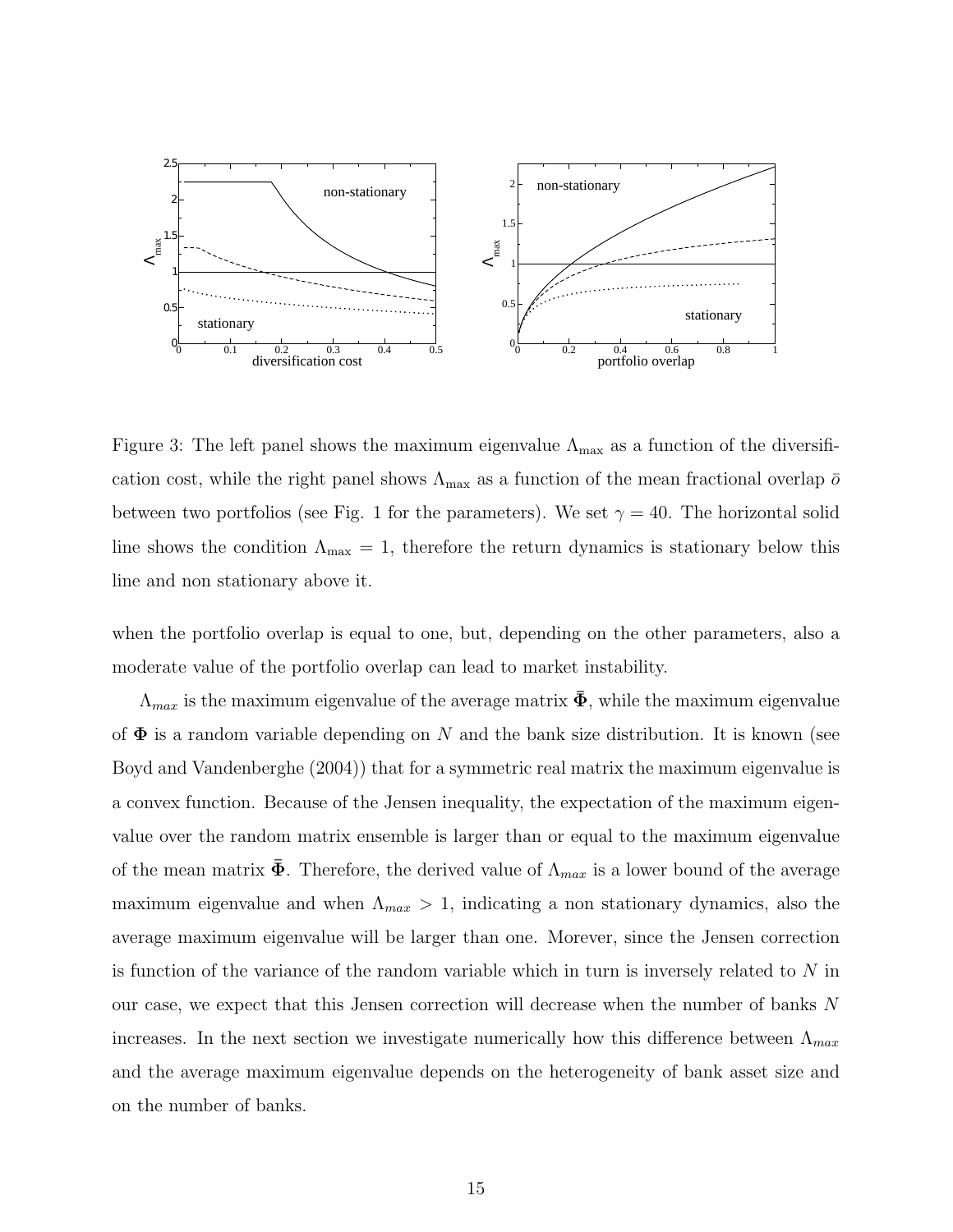Figure 3: The left panel shows the maximum eigenvalue $\Lambda_{\max}$ as a function of the diversification cost, while the right panel shows $\Lambda_{\max}$ as a function of the mean fractional overlap $\bar{o}$ between two portfolios (see Fig. 1 for the parameters). We set $\gamma = 40$. The horizontal solid line shows the condition $\Lambda_{\max} = 1$, therefore the return dynamics is stationary below this line and non stationary above it.

when the portfolio overlap is equal to one, but, depending on the other parameters, also a moderate value of the portfolio overlap can lead to market instability.

$\Lambda_{max}$ is the maximum eigenvalue of the average matrix $\bar{\mathbf{\Phi}}$, while the maximum eigenvalue of $\mathbf{\Phi}$ is a random variable depending on $N$ and the bank size distribution. It is known (see Boyd and Vandenberghe (2004)) that for a symmetric real matrix the maximum eigenvalue is a convex function. Because of the Jensen inequality, the expectation of the maximum eigenvalue over the random matrix ensemble is larger than or equal to the maximum eigenvalue of the mean matrix $\bar{\mathbf{\Phi}}$. Therefore, the derived value of $\Lambda_{max}$ is a lower bound of the average maximum eigenvalue and when $\Lambda_{max} > 1$, indicating a non stationary dynamics, also the average maximum eigenvalue will be larger than one. Morever, since the Jensen correction is function of the variance of the random variable which in turn is inversely related to $N$ in our case, we expect that this Jensen correction will decrease when the number of banks $N$ increases. In the next section we investigate numerically how this difference between $\Lambda_{max}$ and the average maximum eigenvalue depends on the heterogeneity of bank asset size and on the number of banks.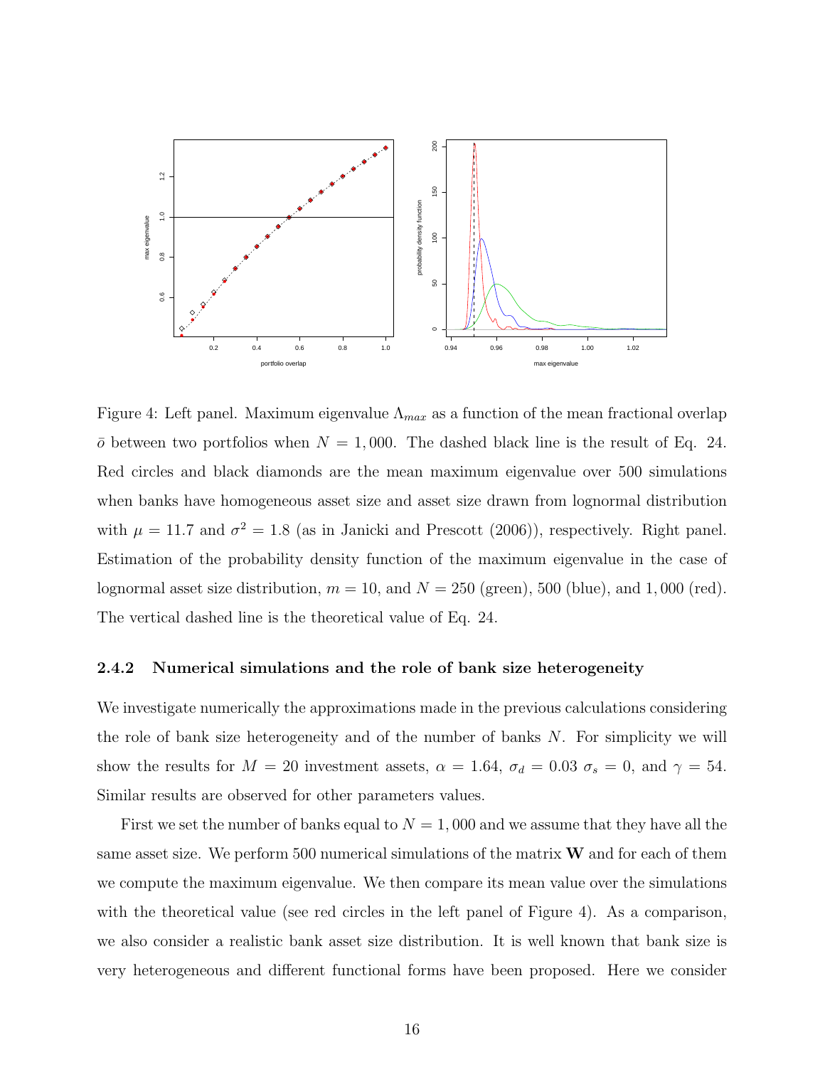Figure 4: Left panel. Maximum eigenvalue $\Lambda_{max}$ as a function of the mean fractional overlap $\bar{o}$ between two portfolios when $N = 1,000$. The dashed black line is the result of Eq. 24. Red circles and black diamonds are the mean maximum eigenvalue over 500 simulations when banks have homogeneous asset size and asset size drawn from lognormal distribution with $\mu = 11.7$ and $\sigma^2 = 1.8$ (as in Janicki and Prescott (2006)), respectively. Right panel. Estimation of the probability density function of the maximum eigenvalue in the case of lognormal asset size distribution, $m = 10$, and $N = 250$ (green), 500 (blue), and 1,000 (red). The vertical dashed line is the theoretical value of Eq. 24.

### 2.4.2 Numerical simulations and the role of bank size heterogeneity

We investigate numerically the approximations made in the previous calculations considering the role of bank size heterogeneity and of the number of banks $N$. For simplicity we will show the results for $M = 20$ investment assets, $\alpha = 1.64$, $\sigma_d = 0.03$ $\sigma_s = 0$, and $\gamma = 54$. Similar results are observed for other parameters values.

First we set the number of banks equal to $N = 1,000$ and we assume that they have all the same asset size. We perform 500 numerical simulations of the matrix $\mathbf{W}$ and for each of them we compute the maximum eigenvalue. We then compare its mean value over the simulations with the theoretical value (see red circles in the left panel of Figure 4). As a comparison, we also consider a realistic bank asset size distribution. It is well known that bank size is very heterogeneous and different functional forms have been proposed. Here we consider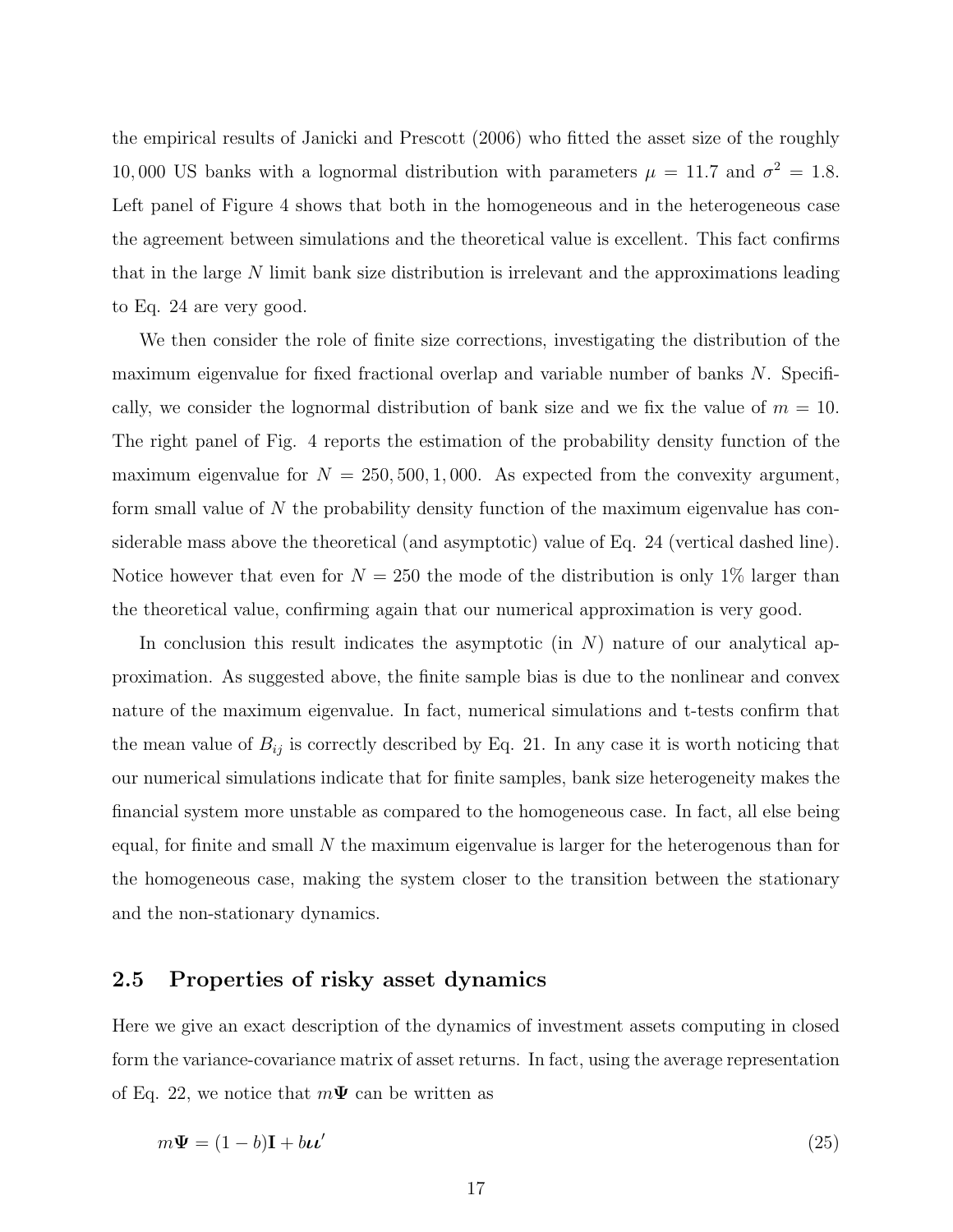the empirical results of Janicki and Prescott (2006) who fitted the asset size of the roughly 10,000 US banks with a lognormal distribution with parameters $\mu = 11.7$ and $\sigma^2 = 1.8$. Left panel of Figure 4 shows that both in the homogeneous and in the heterogeneous case the agreement between simulations and the theoretical value is excellent. This fact confirms that in the large $N$ limit bank size distribution is irrelevant and the approximations leading to Eq. 24 are very good.

We then consider the role of finite size corrections, investigating the distribution of the maximum eigenvalue for fixed fractional overlap and variable number of banks $N$. Specifically, we consider the lognormal distribution of bank size and we fix the value of $m = 10$. The right panel of Fig. 4 reports the estimation of the probability density function of the maximum eigenvalue for $N = 250, 500, 1,000$. As expected from the convexity argument, form small value of $N$ the probability density function of the maximum eigenvalue has considerable mass above the theoretical (and asymptotic) value of Eq. 24 (vertical dashed line). Notice however that even for $N = 250$ the mode of the distribution is only 1% larger than the theoretical value, confirming again that our numerical approximation is very good.

In conclusion this result indicates the asymptotic (in $N$) nature of our analytical approximation. As suggested above, the finite sample bias is due to the nonlinear and convex nature of the maximum eigenvalue. In fact, numerical simulations and t-tests confirm that the mean value of $B_{ij}$ is correctly described by Eq. 21. In any case it is worth noticing that our numerical simulations indicate that for finite samples, bank size heterogeneity makes the financial system more unstable as compared to the homogeneous case. In fact, all else being equal, for finite and small $N$ the maximum eigenvalue is larger for the heterogenous than for the homogeneous case, making the system closer to the transition between the stationary and the non-stationary dynamics.

## 2.5 Properties of risky asset dynamics

Here we give an exact description of the dynamics of investment assets computing in closed form the variance-covariance matrix of asset returns. In fact, using the average representation of Eq. 22, we notice that $m\mathbf{\Psi}$ can be written as

$$m\mathbf{\Psi} = (1 - b)\mathbf{I} + b\boldsymbol{\iota}\boldsymbol{\iota}' \tag{25}$$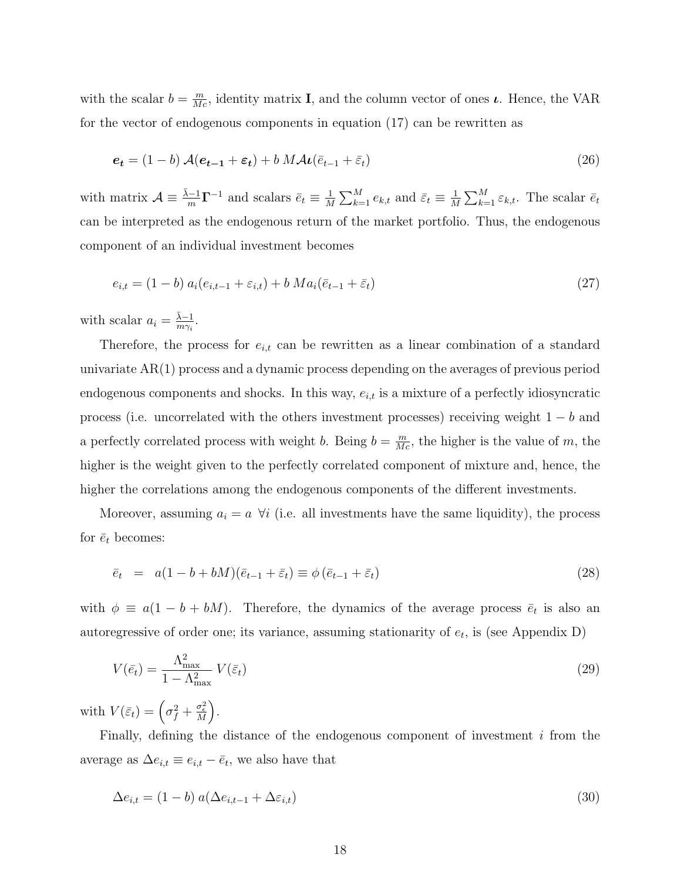with the scalar $b = \frac{m}{Mc}$, identity matrix $\mathbf{I}$, and the column vector of ones $\boldsymbol{\iota}$. Hence, the VAR for the vector of endogenous components in equation (17) can be rewritten as

$$\boldsymbol{e_t} = (1-b)\,\mathcal{A}(\boldsymbol{e_{t-1}} + \boldsymbol{\varepsilon_t}) + b\,M\mathcal{A}\boldsymbol{\iota}(\bar{e}_{t-1} + \bar{\varepsilon}_t) \tag{26}$$

with matrix $\mathcal{A} \equiv \frac{\bar{\lambda}-1}{m}\boldsymbol{\Gamma}^{-1}$ and scalars $\bar{e}_t \equiv \frac{1}{M}\sum_{k=1}^{M} e_{k,t}$ and $\bar{\varepsilon}_t \equiv \frac{1}{M}\sum_{k=1}^{M} \varepsilon_{k,t}$. The scalar $\bar{e}_t$ can be interpreted as the endogenous return of the market portfolio. Thus, the endogenous component of an individual investment becomes

$$e_{i,t} = (1-b)\,a_i(e_{i,t-1} + \varepsilon_{i,t}) + b\,Ma_i(\bar{e}_{t-1} + \bar{\varepsilon}_t) \tag{27}$$

with scalar $a_i = \frac{\bar{\lambda}-1}{m\gamma_i}$.

Therefore, the process for $e_{i,t}$ can be rewritten as a linear combination of a standard univariate AR(1) process and a dynamic process depending on the averages of previous period endogenous components and shocks. In this way, $e_{i,t}$ is a mixture of a perfectly idiosyncratic process (i.e. uncorrelated with the others investment processes) receiving weight $1-b$ and a perfectly correlated process with weight $b$. Being $b = \frac{m}{Mc}$, the higher is the value of $m$, the higher is the weight given to the perfectly correlated component of mixture and, hence, the higher the correlations among the endogenous components of the different investments.

Moreover, assuming $a_i = a \;\; \forall i$ (i.e. all investments have the same liquidity), the process for $\bar{e}_t$ becomes:

$$\bar{e}_t \;\; = \;\; a(1-b+bM)(\bar{e}_{t-1} + \bar{\varepsilon}_t) \equiv \phi\,(\bar{e}_{t-1} + \bar{\varepsilon}_t) \tag{28}$$

with $\phi \equiv a(1-b+bM)$. Therefore, the dynamics of the average process $\bar{e}_t$ is also an autoregressive of order one; its variance, assuming stationarity of $e_t$, is (see Appendix D)

$$V(\bar{e}_t) = \frac{\Lambda^2_{\max}}{1-\Lambda^2_{\max}}\,V(\bar{\varepsilon}_t) \tag{29}$$

with $V(\bar{\varepsilon}_t) = \left(\sigma_f^2 + \frac{\sigma_\epsilon^2}{M}\right)$.

Finally, defining the distance of the endogenous component of investment $i$ from the average as $\Delta e_{i,t} \equiv e_{i,t} - \bar{e}_t$, we also have that

$$\Delta e_{i,t} = (1-b)\,a(\Delta e_{i,t-1} + \Delta\varepsilon_{i,t}) \tag{30}$$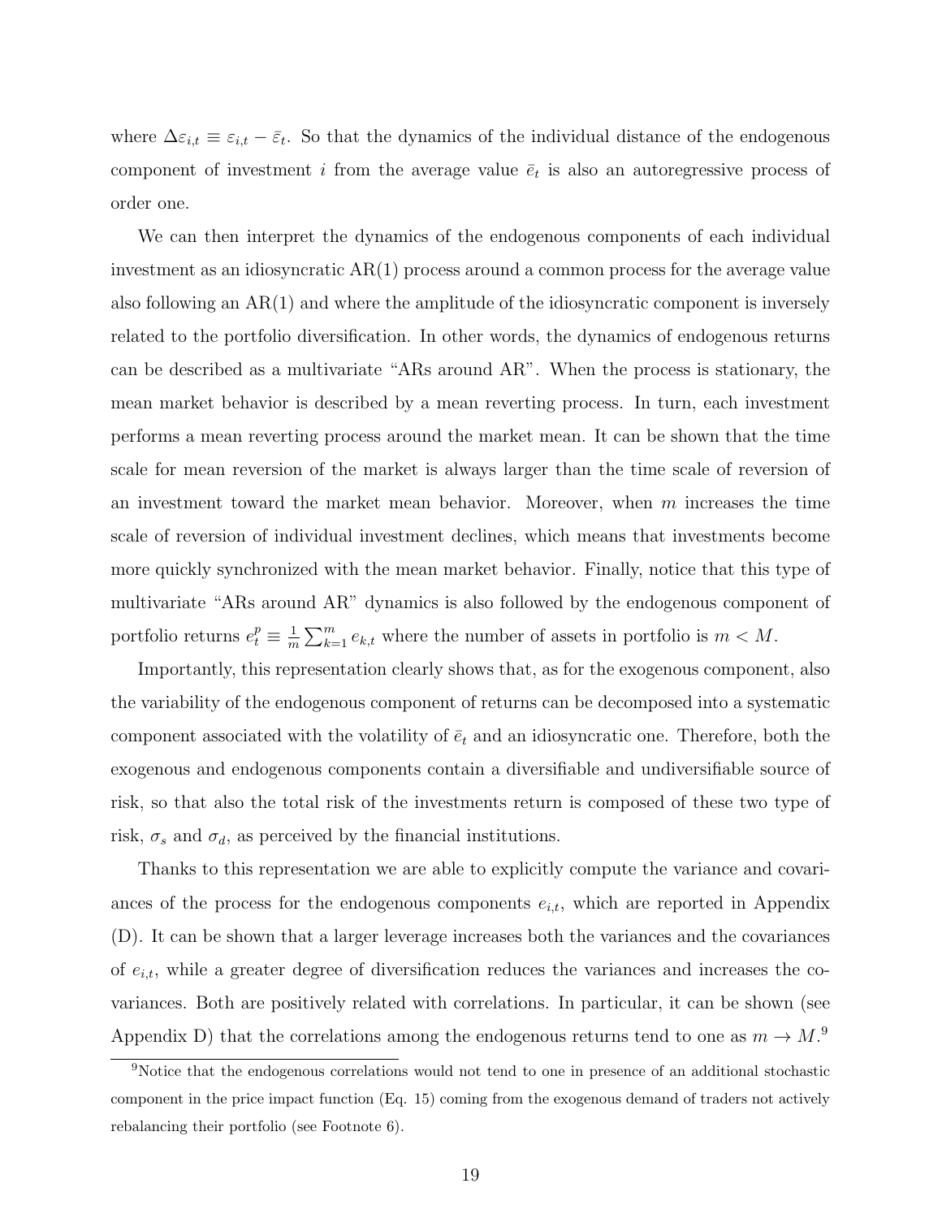where $\Delta\varepsilon_{i,t} \equiv \varepsilon_{i,t} - \bar{\varepsilon}_t$. So that the dynamics of the individual distance of the endogenous component of investment $i$ from the average value $\bar{e}_t$ is also an autoregressive process of order one.

We can then interpret the dynamics of the endogenous components of each individual investment as an idiosyncratic AR(1) process around a common process for the average value also following an AR(1) and where the amplitude of the idiosyncratic component is inversely related to the portfolio diversification. In other words, the dynamics of endogenous returns can be described as a multivariate "ARs around AR". When the process is stationary, the mean market behavior is described by a mean reverting process. In turn, each investment performs a mean reverting process around the market mean. It can be shown that the time scale for mean reversion of the market is always larger than the time scale of reversion of an investment toward the market mean behavior. Moreover, when $m$ increases the time scale of reversion of individual investment declines, which means that investments become more quickly synchronized with the mean market behavior. Finally, notice that this type of multivariate "ARs around AR" dynamics is also followed by the endogenous component of portfolio returns $e_t^p \equiv \frac{1}{m}\sum_{k=1}^{m} e_{k,t}$ where the number of assets in portfolio is $m < M$.

Importantly, this representation clearly shows that, as for the exogenous component, also the variability of the endogenous component of returns can be decomposed into a systematic component associated with the volatility of $\bar{e}_t$ and an idiosyncratic one. Therefore, both the exogenous and endogenous components contain a diversifiable and undiversifiable source of risk, so that also the total risk of the investments return is composed of these two type of risk, $\sigma_s$ and $\sigma_d$, as perceived by the financial institutions.

Thanks to this representation we are able to explicitly compute the variance and covariances of the process for the endogenous components $e_{i,t}$, which are reported in Appendix (D). It can be shown that a larger leverage increases both the variances and the covariances of $e_{i,t}$, while a greater degree of diversification reduces the variances and increases the covariances. Both are positively related with correlations. In particular, it can be shown (see Appendix D) that the correlations among the endogenous returns tend to one as $m \to M$.[9]

[9] Notice that the endogenous correlations would not tend to one in presence of an additional stochastic component in the price impact function (Eq. 15) coming from the exogenous demand of traders not actively rebalancing their portfolio (see Footnote 6).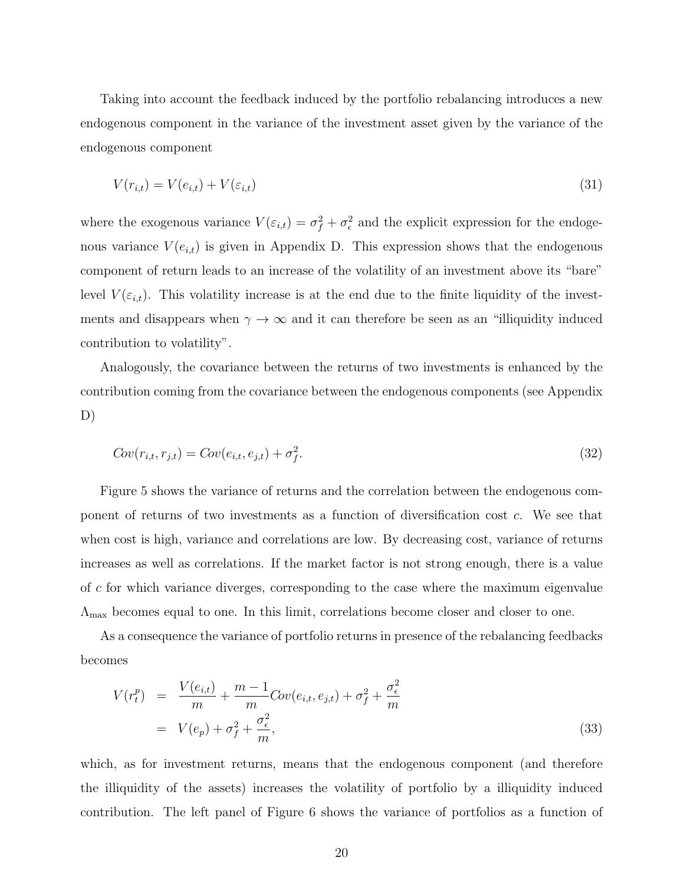Taking into account the feedback induced by the portfolio rebalancing introduces a new endogenous component in the variance of the investment asset given by the variance of the endogenous component

$$V(r_{i,t}) = V(e_{i,t}) + V(\varepsilon_{i,t}) \tag{31}$$

where the exogenous variance $V(\varepsilon_{i,t}) = \sigma_f^2 + \sigma_\epsilon^2$ and the explicit expression for the endogenous variance $V(e_{i,t})$ is given in Appendix D. This expression shows that the endogenous component of return leads to an increase of the volatility of an investment above its "bare" level $V(\varepsilon_{i,t})$. This volatility increase is at the end due to the finite liquidity of the investments and disappears when $\gamma \to \infty$ and it can therefore be seen as an "illiquidity induced contribution to volatility".

Analogously, the covariance between the returns of two investments is enhanced by the contribution coming from the covariance between the endogenous components (see Appendix D)

$$Cov(r_{i,t}, r_{j,t}) = Cov(e_{i,t}, e_{j,t}) + \sigma_f^2. \tag{32}$$

Figure 5 shows the variance of returns and the correlation between the endogenous component of returns of two investments as a function of diversification cost $c$. We see that when cost is high, variance and correlations are low. By decreasing cost, variance of returns increases as well as correlations. If the market factor is not strong enough, there is a value of $c$ for which variance diverges, corresponding to the case where the maximum eigenvalue $\Lambda_{\max}$ becomes equal to one. In this limit, correlations become closer and closer to one.

As a consequence the variance of portfolio returns in presence of the rebalancing feedbacks becomes

$$\begin{aligned} V(r_t^p) &= \frac{V(e_{i,t})}{m} + \frac{m-1}{m} Cov(e_{i,t}, e_{j,t}) + \sigma_f^2 + \frac{\sigma_\epsilon^2}{m} \\ &= V(e_p) + \sigma_f^2 + \frac{\sigma_\epsilon^2}{m}, \end{aligned} \tag{33}$$

which, as for investment returns, means that the endogenous component (and therefore the illiquidity of the assets) increases the volatility of portfolio by a illiquidity induced contribution. The left panel of Figure 6 shows the variance of portfolios as a function of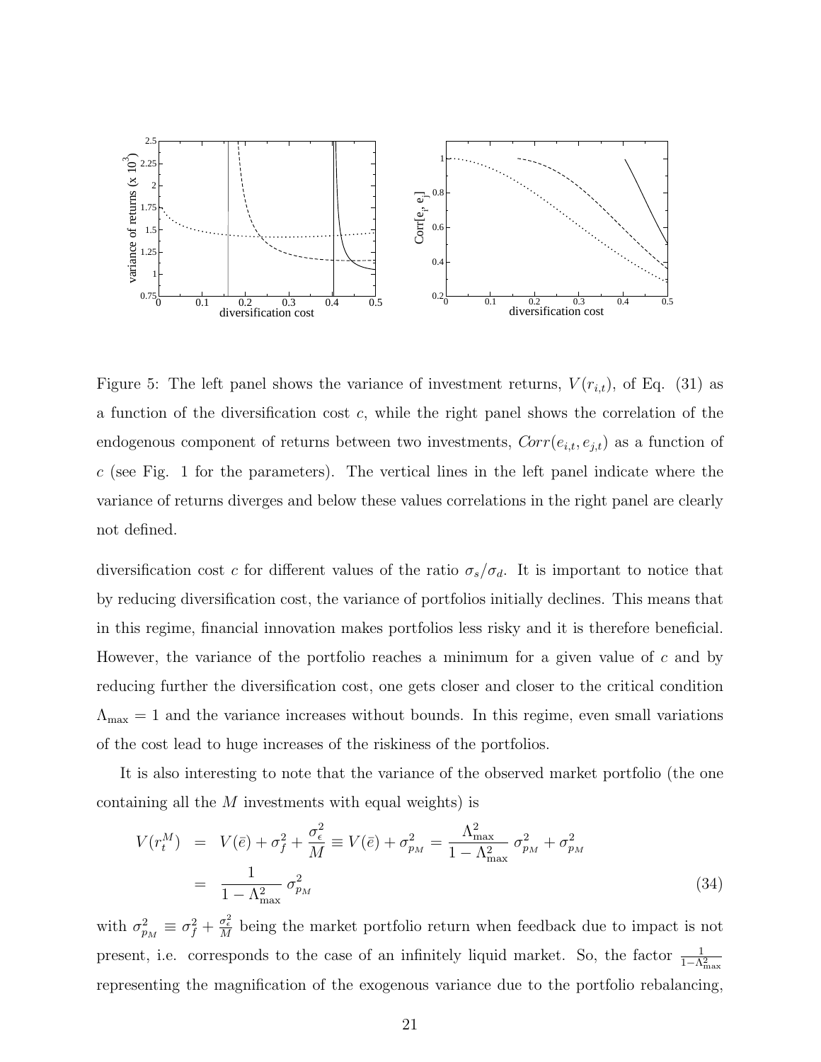Figure 5: The left panel shows the variance of investment returns, $V(r_{i,t})$, of Eq. (31) as a function of the diversification cost $c$, while the right panel shows the correlation of the endogenous component of returns between two investments, $Corr(e_{i,t}, e_{j,t})$ as a function of $c$ (see Fig. 1 for the parameters). The vertical lines in the left panel indicate where the variance of returns diverges and below these values correlations in the right panel are clearly not defined.

diversification cost $c$ for different values of the ratio $\sigma_s/\sigma_d$. It is important to notice that by reducing diversification cost, the variance of portfolios initially declines. This means that in this regime, financial innovation makes portfolios less risky and it is therefore beneficial. However, the variance of the portfolio reaches a minimum for a given value of $c$ and by reducing further the diversification cost, one gets closer and closer to the critical condition $\Lambda_{\max} = 1$ and the variance increases without bounds. In this regime, even small variations of the cost lead to huge increases of the riskiness of the portfolios.

It is also interesting to note that the variance of the observed market portfolio (the one containing all the $M$ investments with equal weights) is

$$
\begin{aligned}
V(r_t^M) &= V(\bar{e}) + \sigma_f^2 + \frac{\sigma_\epsilon^2}{M} \equiv V(\bar{e}) + \sigma_{p_M}^2 = \frac{\Lambda_{\max}^2}{1-\Lambda_{\max}^2}\,\sigma_{p_M}^2 + \sigma_{p_M}^2 \\
&= \frac{1}{1-\Lambda_{\max}^2}\,\sigma_{p_M}^2
\end{aligned}
\tag{34}
$$

with $\sigma_{p_M}^2 \equiv \sigma_f^2 + \frac{\sigma_\epsilon^2}{M}$ being the market portfolio return when feedback due to impact is not present, i.e. corresponds to the case of an infinitely liquid market. So, the factor $\frac{1}{1-\Lambda_{\max}^2}$ representing the magnification of the exogenous variance due to the portfolio rebalancing,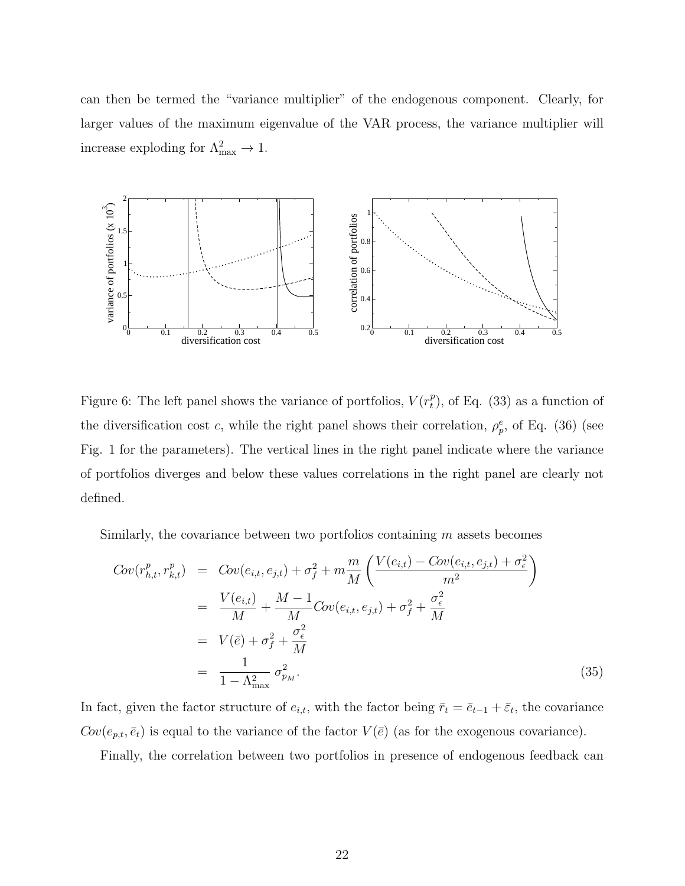can then be termed the "variance multiplier" of the endogenous component. Clearly, for larger values of the maximum eigenvalue of the VAR process, the variance multiplier will increase exploding for $\Lambda^2_{\max} \to 1$.

Figure 6: The left panel shows the variance of portfolios, $V(r^p_t)$, of Eq. (33) as a function of the diversification cost $c$, while the right panel shows their correlation, $\rho^e_p$, of Eq. (36) (see Fig. 1 for the parameters). The vertical lines in the right panel indicate where the variance of portfolios diverges and below these values correlations in the right panel are clearly not defined.

Similarly, the covariance between two portfolios containing $m$ assets becomes

$$
\begin{aligned}
Cov(r^p_{h,t}, r^p_{k,t}) &= Cov(e_{i,t}, e_{j,t}) + \sigma^2_f + m\frac{m}{M}\left(\frac{V(e_{i,t}) - Cov(e_{i,t}, e_{j,t}) + \sigma^2_\epsilon}{m^2}\right) \\
&= \frac{V(e_{i,t})}{M} + \frac{M-1}{M} Cov(e_{i,t}, e_{j,t}) + \sigma^2_f + \frac{\sigma^2_\epsilon}{M} \\
&= V(\bar{e}) + \sigma^2_f + \frac{\sigma^2_\epsilon}{M} \\
&= \frac{1}{1-\Lambda^2_{\max}}\, \sigma^2_{p_M}. \qquad (35)
\end{aligned}
$$

In fact, given the factor structure of $e_{i,t}$, with the factor being $\bar{r}_t = \bar{e}_{t-1} + \bar{\varepsilon}_t$, the covariance $Cov(e_{p,t}, \bar{e}_t)$ is equal to the variance of the factor $V(\bar{e})$ (as for the exogenous covariance).

Finally, the correlation between two portfolios in presence of endogenous feedback can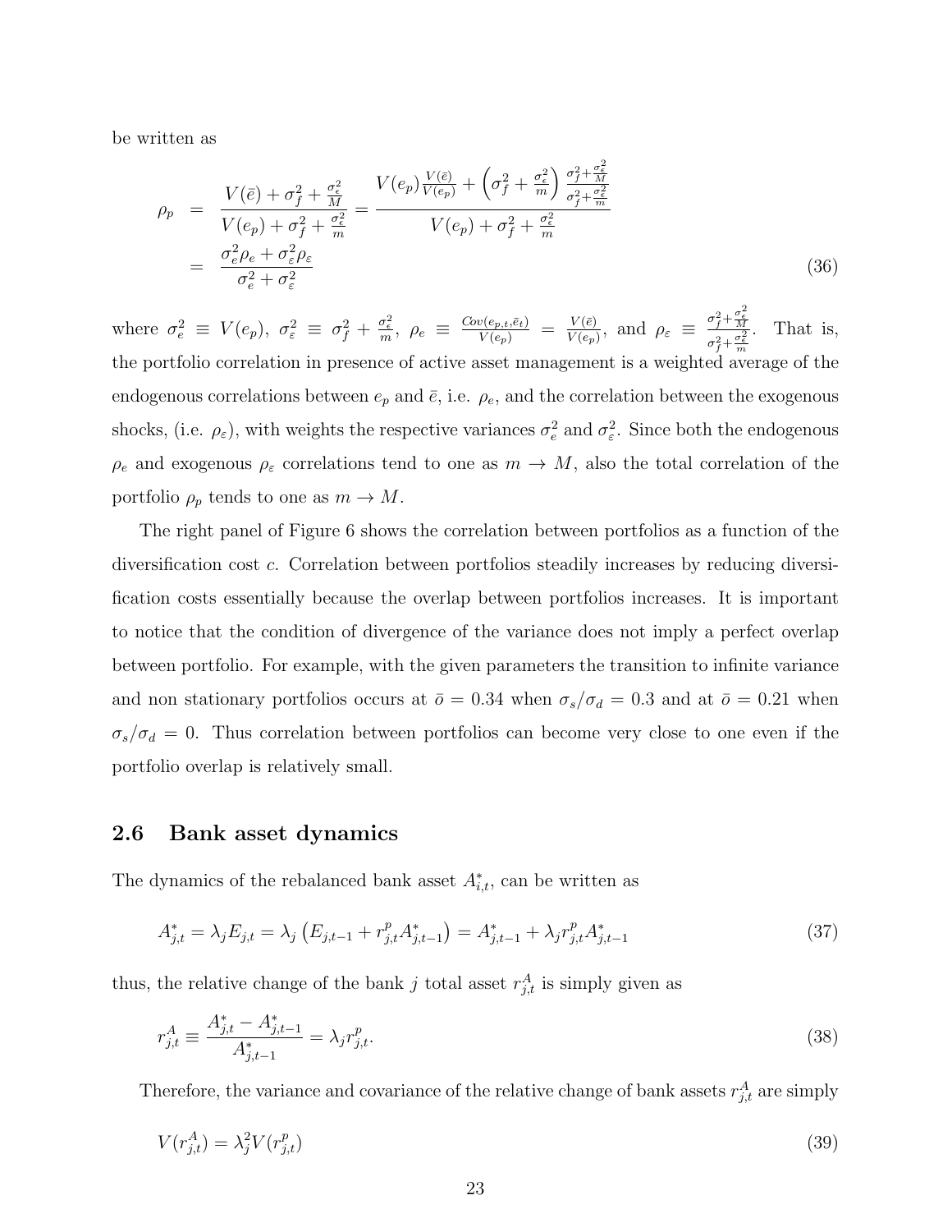be written as

$$
\begin{aligned}
\rho_p &= \frac{V(\bar{e}) + \sigma_f^2 + \frac{\sigma_\epsilon^2}{M}}{V(e_p) + \sigma_f^2 + \frac{\sigma_\epsilon^2}{m}} = \frac{V(e_p)\frac{V(\bar{e})}{V(e_p)} + \left(\sigma_f^2 + \frac{\sigma_\epsilon^2}{m}\right)\frac{\sigma_f^2 + \frac{\sigma_\epsilon^2}{M}}{\sigma_f^2 + \frac{\sigma_\epsilon^2}{m}}}{V(e_p) + \sigma_f^2 + \frac{\sigma_\epsilon^2}{m}} \\
&= \frac{\sigma_e^2 \rho_e + \sigma_\varepsilon^2 \rho_\varepsilon}{\sigma_e^2 + \sigma_\varepsilon^2}
\end{aligned} \tag{36}
$$

where $\sigma_e^2 \equiv V(e_p)$, $\sigma_\varepsilon^2 \equiv \sigma_f^2 + \frac{\sigma_\epsilon^2}{m}$, $\rho_e \equiv \frac{Cov(e_{p,t},\bar{e}_t)}{V(e_p)} = \frac{V(\bar{e})}{V(e_p)}$, and $\rho_\varepsilon \equiv \frac{\sigma_f^2 + \frac{\sigma_\epsilon^2}{M}}{\sigma_f^2 + \frac{\sigma_\epsilon^2}{m}}$. That is, the portfolio correlation in presence of active asset management is a weighted average of the endogenous correlations between $e_p$ and $\bar{e}$, i.e. $\rho_e$, and the correlation between the exogenous shocks, (i.e. $\rho_\varepsilon$), with weights the respective variances $\sigma_e^2$ and $\sigma_\varepsilon^2$. Since both the endogenous $\rho_e$ and exogenous $\rho_\varepsilon$ correlations tend to one as $m \to M$, also the total correlation of the portfolio $\rho_p$ tends to one as $m \to M$.

The right panel of Figure 6 shows the correlation between portfolios as a function of the diversification cost $c$. Correlation between portfolios steadily increases by reducing diversification costs essentially because the overlap between portfolios increases. It is important to notice that the condition of divergence of the variance does not imply a perfect overlap between portfolio. For example, with the given parameters the transition to infinite variance and non stationary portfolios occurs at $\bar{o} = 0.34$ when $\sigma_s/\sigma_d = 0.3$ and at $\bar{o} = 0.21$ when $\sigma_s/\sigma_d = 0$. Thus correlation between portfolios can become very close to one even if the portfolio overlap is relatively small.

## 2.6 Bank asset dynamics

The dynamics of the rebalanced bank asset $A^*_{i,t}$, can be written as

$$
A^*_{j,t} = \lambda_j E_{j,t} = \lambda_j \left(E_{j,t-1} + r^p_{j,t} A^*_{j,t-1}\right) = A^*_{j,t-1} + \lambda_j r^p_{j,t} A^*_{j,t-1} \tag{37}
$$

thus, the relative change of the bank $j$ total asset $r^A_{j,t}$ is simply given as

$$
r^A_{j,t} \equiv \frac{A^*_{j,t} - A^*_{j,t-1}}{A^*_{j,t-1}} = \lambda_j r^p_{j,t}. \tag{38}
$$

Therefore, the variance and covariance of the relative change of bank assets $r^A_{j,t}$ are simply

$$
V(r^A_{j,t}) = \lambda_j^2 V(r^p_{j,t}) \tag{39}
$$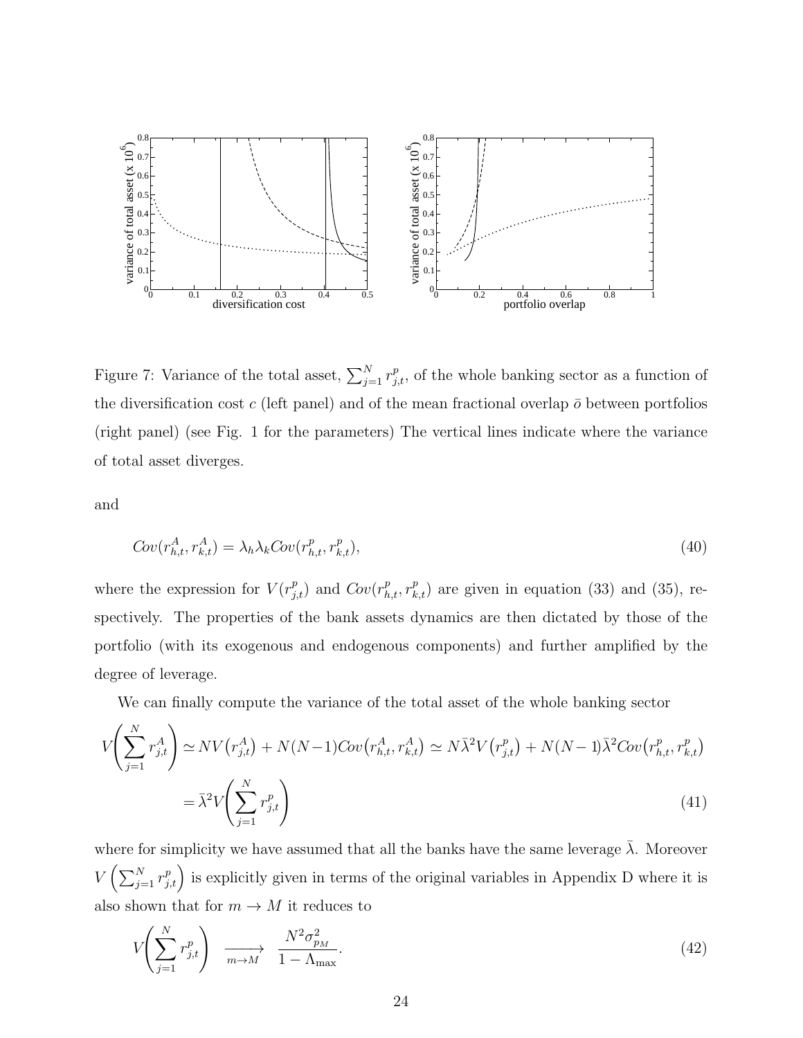Figure 7: Variance of the total asset, $\sum_{j=1}^{N} r_{j,t}^{p}$, of the whole banking sector as a function of the diversification cost $c$ (left panel) and of the mean fractional overlap $\bar{o}$ between portfolios (right panel) (see Fig. 1 for the parameters) The vertical lines indicate where the variance of total asset diverges.

and

$$Cov(r_{h,t}^{A}, r_{k,t}^{A}) = \lambda_h \lambda_k Cov(r_{h,t}^{p}, r_{k,t}^{p}), \tag{40}$$

where the expression for $V(r_{j,t}^{p})$ and $Cov(r_{h,t}^{p}, r_{k,t}^{p})$ are given in equation (33) and (35), respectively. The properties of the bank assets dynamics are then dictated by those of the portfolio (with its exogenous and endogenous components) and further amplified by the degree of leverage.

We can finally compute the variance of the total asset of the whole banking sector

$$V\left(\sum_{j=1}^{N} r_{j,t}^{A}\right) \simeq NV\left(r_{j,t}^{A}\right) + N(N-1)Cov\left(r_{h,t}^{A}, r_{k,t}^{A}\right) \simeq N\bar{\lambda}^2 V\left(r_{j,t}^{p}\right) + N(N-1)\bar{\lambda}^2 Cov\left(r_{h,t}^{p}, r_{k,t}^{p}\right)$$

$$= \bar{\lambda}^2 V\left(\sum_{j=1}^{N} r_{j,t}^{p}\right) \tag{41}$$

where for simplicity we have assumed that all the banks have the same leverage $\bar{\lambda}$. Moreover $V\left(\sum_{j=1}^{N} r_{j,t}^{p}\right)$ is explicitly given in terms of the original variables in Appendix D where it is also shown that for $m \to M$ it reduces to

$$V\left(\sum_{j=1}^{N} r_{j,t}^{p}\right) \xrightarrow[m \to M]{} \frac{N^2 \sigma_{p_M}^2}{1 - \Lambda_{\max}}. \tag{42}$$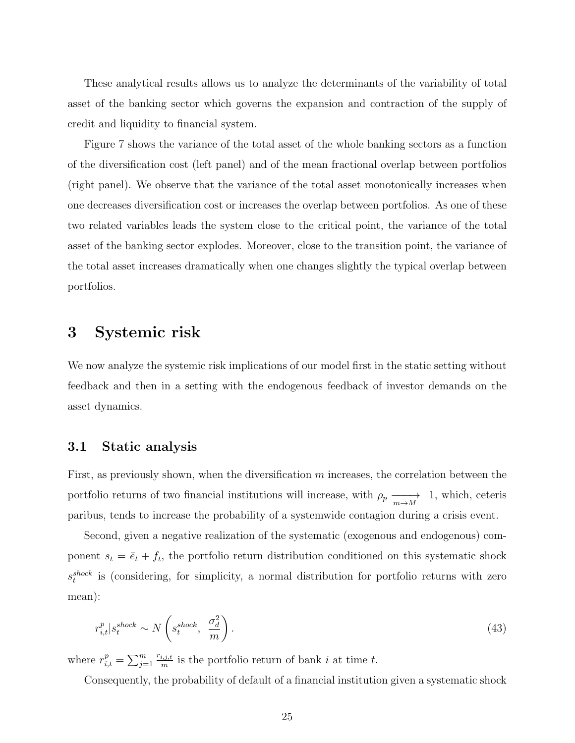These analytical results allows us to analyze the determinants of the variability of total asset of the banking sector which governs the expansion and contraction of the supply of credit and liquidity to financial system.

Figure 7 shows the variance of the total asset of the whole banking sectors as a function of the diversification cost (left panel) and of the mean fractional overlap between portfolios (right panel). We observe that the variance of the total asset monotonically increases when one decreases diversification cost or increases the overlap between portfolios. As one of these two related variables leads the system close to the critical point, the variance of the total asset of the banking sector explodes. Moreover, close to the transition point, the variance of the total asset increases dramatically when one changes slightly the typical overlap between portfolios.

# 3 Systemic risk

We now analyze the systemic risk implications of our model first in the static setting without feedback and then in a setting with the endogenous feedback of investor demands on the asset dynamics.

## 3.1 Static analysis

First, as previously shown, when the diversification $m$ increases, the correlation between the portfolio returns of two financial institutions will increase, with $\rho_p \xrightarrow[m \to M]{} 1$, which, ceteris paribus, tends to increase the probability of a systemwide contagion during a crisis event.

Second, given a negative realization of the systematic (exogenous and endogenous) component $s_t = \bar{e}_t + f_t$, the portfolio return distribution conditioned on this systematic shock $s_t^{shock}$ is (considering, for simplicity, a normal distribution for portfolio returns with zero mean):

$$r_{i,t}^p | s_t^{shock} \sim N\left(s_t^{shock},\ \frac{\sigma_d^2}{m}\right). \tag{43}$$

where $r_{i,t}^p = \sum_{j=1}^{m} \frac{r_{i,j,t}}{m}$ is the portfolio return of bank $i$ at time $t$.

Consequently, the probability of default of a financial institution given a systematic shock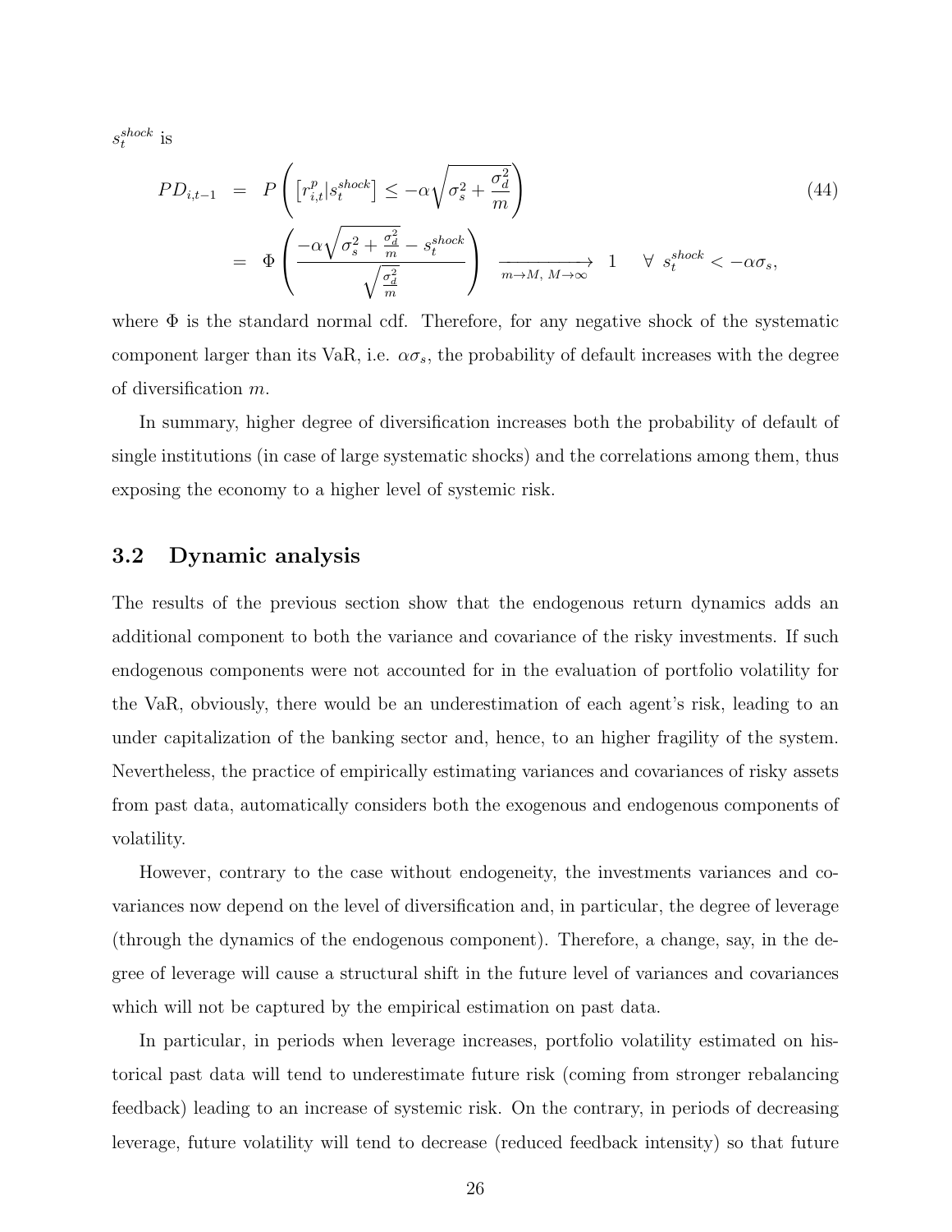$s_t^{shock}$ is

$$
\begin{aligned}
PD_{i,t-1} &= P\left(\left[r_{i,t}^{p}|s_t^{shock}\right] \leq -\alpha\sqrt{\sigma_s^2 + \frac{\sigma_d^2}{m}}\right) \\
&= \Phi\left(\frac{-\alpha\sqrt{\sigma_s^2 + \frac{\sigma_d^2}{m}} - s_t^{shock}}{\sqrt{\frac{\sigma_d^2}{m}}}\right) \xrightarrow[m\to M,\, M\to\infty]{} 1 \quad \forall\ s_t^{shock} < -\alpha\sigma_s,
\end{aligned} \tag{44}
$$

where $\Phi$ is the standard normal cdf. Therefore, for any negative shock of the systematic component larger than its VaR, i.e. $\alpha\sigma_s$, the probability of default increases with the degree of diversification $m$.

In summary, higher degree of diversification increases both the probability of default of single institutions (in case of large systematic shocks) and the correlations among them, thus exposing the economy to a higher level of systemic risk.

## 3.2 Dynamic analysis

The results of the previous section show that the endogenous return dynamics adds an additional component to both the variance and covariance of the risky investments. If such endogenous components were not accounted for in the evaluation of portfolio volatility for the VaR, obviously, there would be an underestimation of each agent's risk, leading to an under capitalization of the banking sector and, hence, to an higher fragility of the system. Nevertheless, the practice of empirically estimating variances and covariances of risky assets from past data, automatically considers both the exogenous and endogenous components of volatility.

However, contrary to the case without endogeneity, the investments variances and covariances now depend on the level of diversification and, in particular, the degree of leverage (through the dynamics of the endogenous component). Therefore, a change, say, in the degree of leverage will cause a structural shift in the future level of variances and covariances which will not be captured by the empirical estimation on past data.

In particular, in periods when leverage increases, portfolio volatility estimated on historical past data will tend to underestimate future risk (coming from stronger rebalancing feedback) leading to an increase of systemic risk. On the contrary, in periods of decreasing leverage, future volatility will tend to decrease (reduced feedback intensity) so that future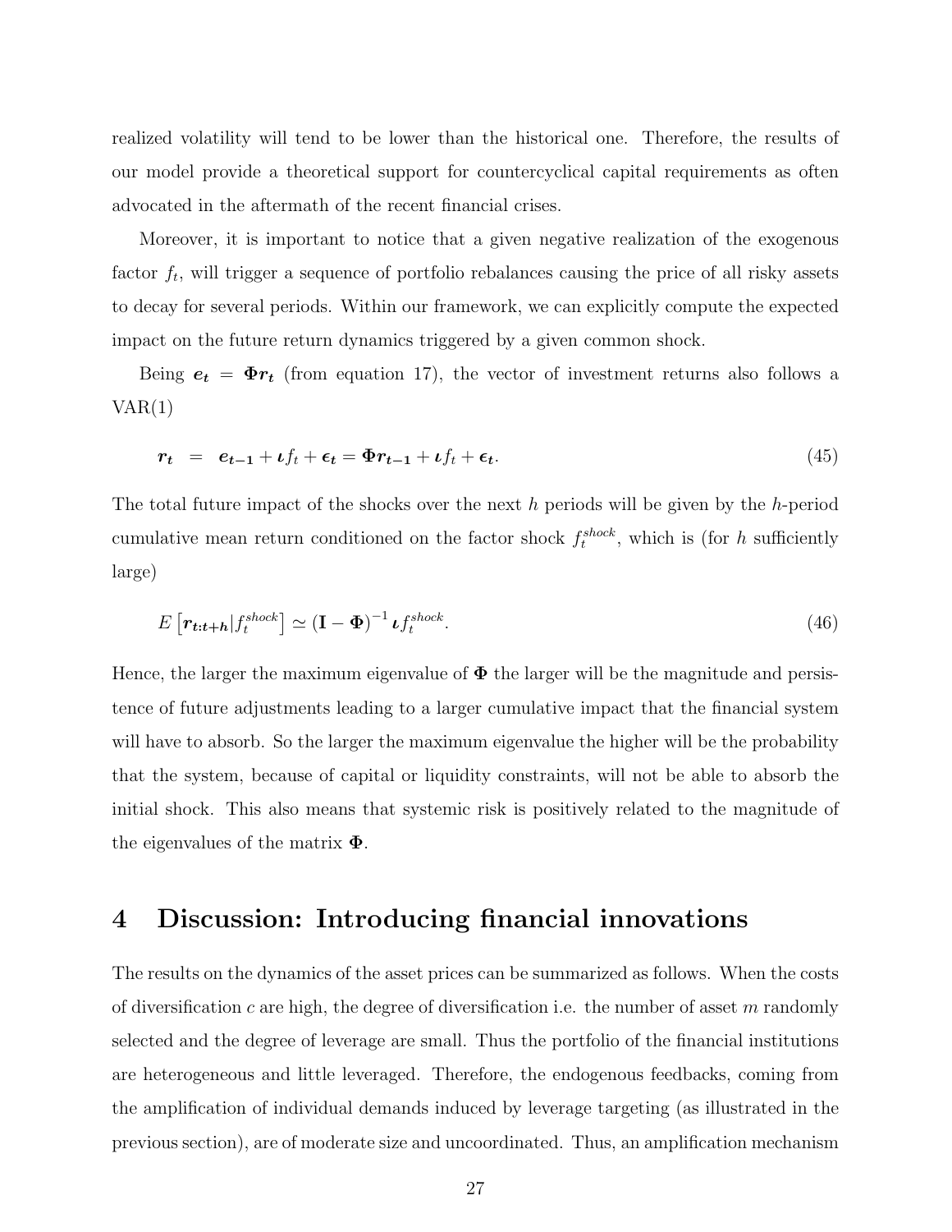realized volatility will tend to be lower than the historical one. Therefore, the results of our model provide a theoretical support for countercyclical capital requirements as often advocated in the aftermath of the recent financial crises.

Moreover, it is important to notice that a given negative realization of the exogenous factor $f_t$, will trigger a sequence of portfolio rebalances causing the price of all risky assets to decay for several periods. Within our framework, we can explicitly compute the expected impact on the future return dynamics triggered by a given common shock.

Being $\boldsymbol{e_t} = \boldsymbol{\Phi r_t}$ (from equation 17), the vector of investment returns also follows a VAR(1)

$$\boldsymbol{r_t} \;\; = \;\; \boldsymbol{e_{t-1}} + \boldsymbol{\iota} f_t + \boldsymbol{\epsilon_t} = \boldsymbol{\Phi r_{t-1}} + \boldsymbol{\iota} f_t + \boldsymbol{\epsilon_t}. \tag{45}$$

The total future impact of the shocks over the next $h$ periods will be given by the $h$-period cumulative mean return conditioned on the factor shock $f_t^{shock}$, which is (for $h$ sufficiently large)

$$E\left[\boldsymbol{r_{t:t+h}} | f_t^{shock}\right] \simeq \left(\mathbf{I} - \boldsymbol{\Phi}\right)^{-1} \boldsymbol{\iota} f_t^{shock}. \tag{46}$$

Hence, the larger the maximum eigenvalue of $\boldsymbol{\Phi}$ the larger will be the magnitude and persistence of future adjustments leading to a larger cumulative impact that the financial system will have to absorb. So the larger the maximum eigenvalue the higher will be the probability that the system, because of capital or liquidity constraints, will not be able to absorb the initial shock. This also means that systemic risk is positively related to the magnitude of the eigenvalues of the matrix $\boldsymbol{\Phi}$.

# 4 Discussion: Introducing financial innovations

The results on the dynamics of the asset prices can be summarized as follows. When the costs of diversification $c$ are high, the degree of diversification i.e. the number of asset $m$ randomly selected and the degree of leverage are small. Thus the portfolio of the financial institutions are heterogeneous and little leveraged. Therefore, the endogenous feedbacks, coming from the amplification of individual demands induced by leverage targeting (as illustrated in the previous section), are of moderate size and uncoordinated. Thus, an amplification mechanism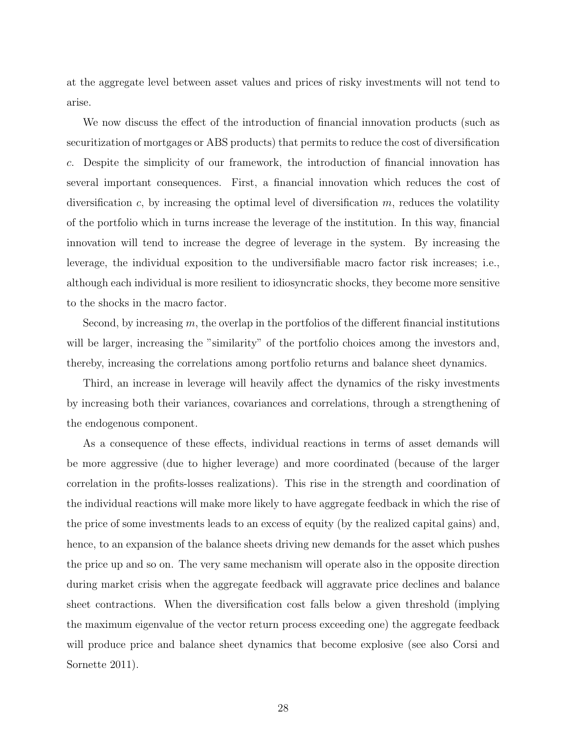at the aggregate level between asset values and prices of risky investments will not tend to arise.

We now discuss the effect of the introduction of financial innovation products (such as securitization of mortgages or ABS products) that permits to reduce the cost of diversification $c$. Despite the simplicity of our framework, the introduction of financial innovation has several important consequences. First, a financial innovation which reduces the cost of diversification $c$, by increasing the optimal level of diversification $m$, reduces the volatility of the portfolio which in turns increase the leverage of the institution. In this way, financial innovation will tend to increase the degree of leverage in the system. By increasing the leverage, the individual exposition to the undiversifiable macro factor risk increases; i.e., although each individual is more resilient to idiosyncratic shocks, they become more sensitive to the shocks in the macro factor.

Second, by increasing $m$, the overlap in the portfolios of the different financial institutions will be larger, increasing the "similarity" of the portfolio choices among the investors and, thereby, increasing the correlations among portfolio returns and balance sheet dynamics.

Third, an increase in leverage will heavily affect the dynamics of the risky investments by increasing both their variances, covariances and correlations, through a strengthening of the endogenous component.

As a consequence of these effects, individual reactions in terms of asset demands will be more aggressive (due to higher leverage) and more coordinated (because of the larger correlation in the profits-losses realizations). This rise in the strength and coordination of the individual reactions will make more likely to have aggregate feedback in which the rise of the price of some investments leads to an excess of equity (by the realized capital gains) and, hence, to an expansion of the balance sheets driving new demands for the asset which pushes the price up and so on. The very same mechanism will operate also in the opposite direction during market crisis when the aggregate feedback will aggravate price declines and balance sheet contractions. When the diversification cost falls below a given threshold (implying the maximum eigenvalue of the vector return process exceeding one) the aggregate feedback will produce price and balance sheet dynamics that become explosive (see also Corsi and Sornette 2011).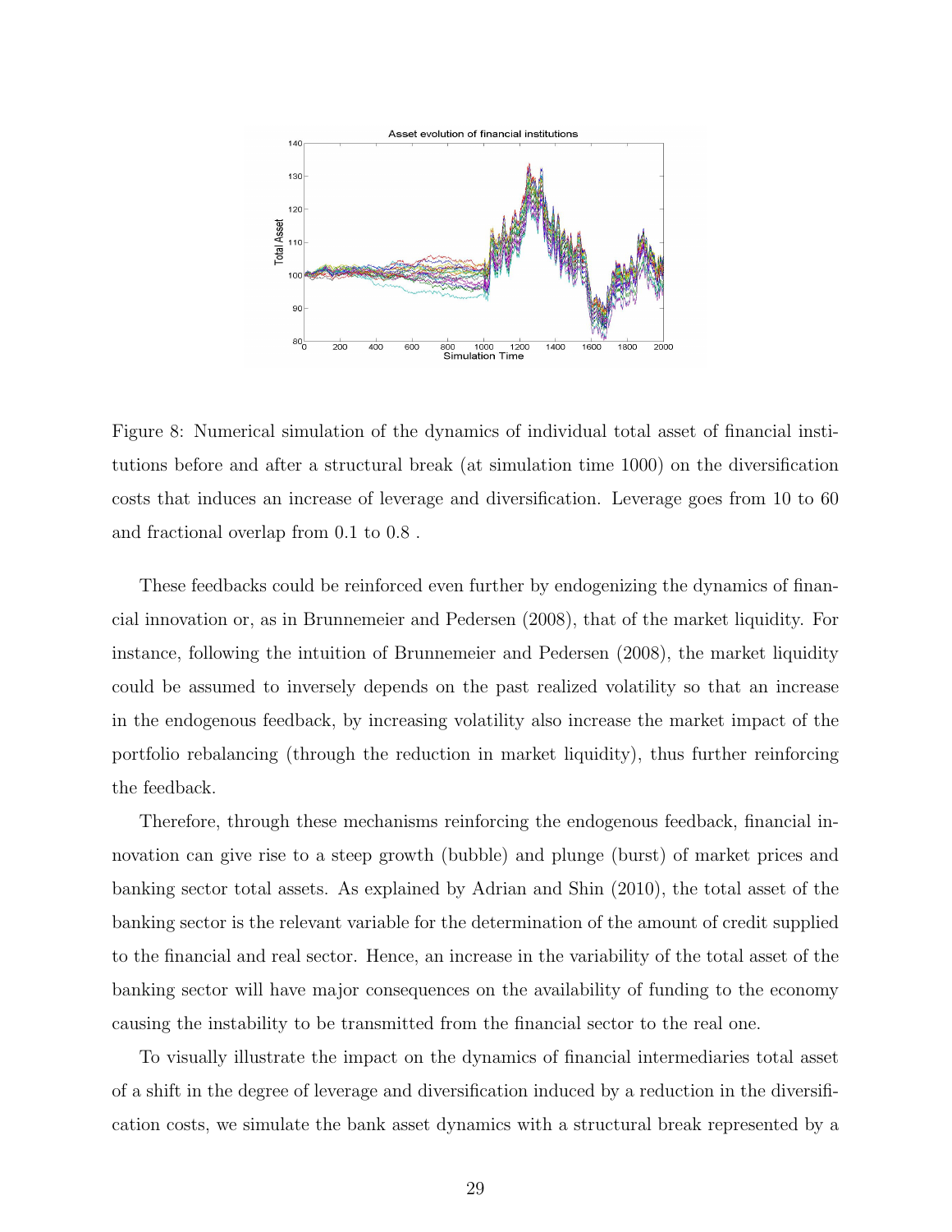Figure 8: Numerical simulation of the dynamics of individual total asset of financial institutions before and after a structural break (at simulation time 1000) on the diversification costs that induces an increase of leverage and diversification. Leverage goes from 10 to 60 and fractional overlap from 0.1 to 0.8 .

These feedbacks could be reinforced even further by endogenizing the dynamics of financial innovation or, as in Brunnemeier and Pedersen (2008), that of the market liquidity. For instance, following the intuition of Brunnemeier and Pedersen (2008), the market liquidity could be assumed to inversely depends on the past realized volatility so that an increase in the endogenous feedback, by increasing volatility also increase the market impact of the portfolio rebalancing (through the reduction in market liquidity), thus further reinforcing the feedback.

Therefore, through these mechanisms reinforcing the endogenous feedback, financial innovation can give rise to a steep growth (bubble) and plunge (burst) of market prices and banking sector total assets. As explained by Adrian and Shin (2010), the total asset of the banking sector is the relevant variable for the determination of the amount of credit supplied to the financial and real sector. Hence, an increase in the variability of the total asset of the banking sector will have major consequences on the availability of funding to the economy causing the instability to be transmitted from the financial sector to the real one.

To visually illustrate the impact on the dynamics of financial intermediaries total asset of a shift in the degree of leverage and diversification induced by a reduction in the diversification costs, we simulate the bank asset dynamics with a structural break represented by a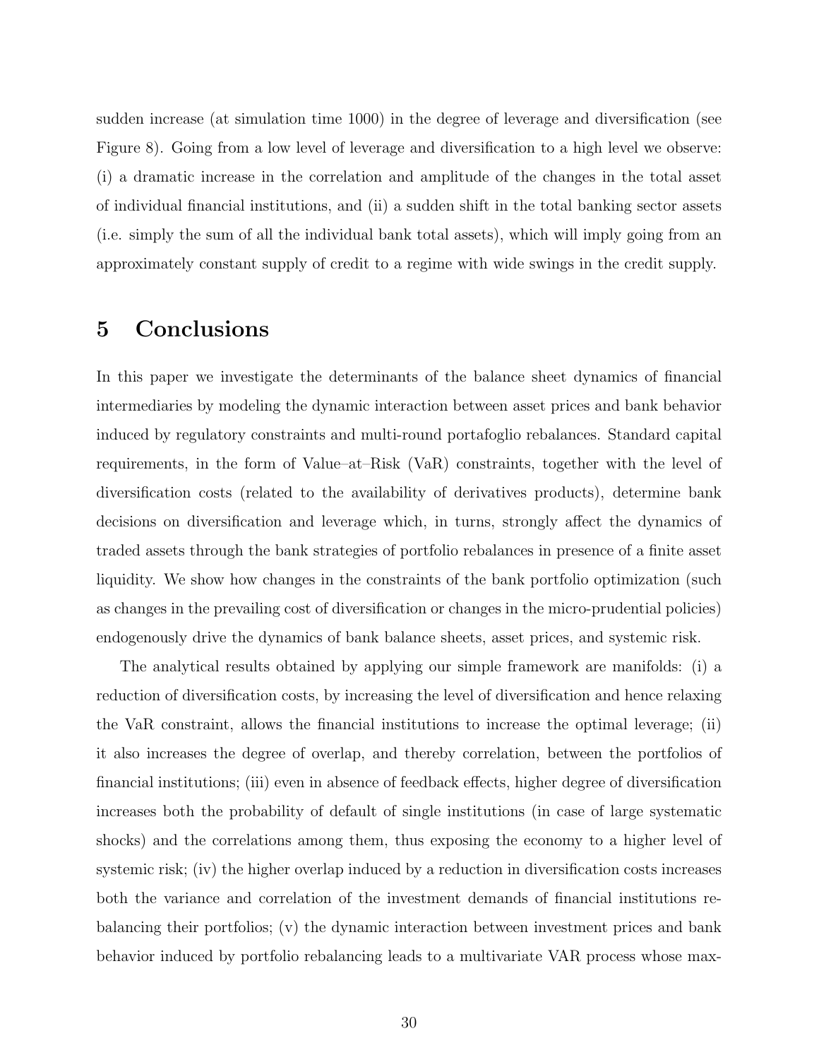sudden increase (at simulation time 1000) in the degree of leverage and diversification (see Figure 8). Going from a low level of leverage and diversification to a high level we observe: (i) a dramatic increase in the correlation and amplitude of the changes in the total asset of individual financial institutions, and (ii) a sudden shift in the total banking sector assets (i.e. simply the sum of all the individual bank total assets), which will imply going from an approximately constant supply of credit to a regime with wide swings in the credit supply.

## 5 Conclusions

In this paper we investigate the determinants of the balance sheet dynamics of financial intermediaries by modeling the dynamic interaction between asset prices and bank behavior induced by regulatory constraints and multi-round portafoglio rebalances. Standard capital requirements, in the form of Value–at–Risk (VaR) constraints, together with the level of diversification costs (related to the availability of derivatives products), determine bank decisions on diversification and leverage which, in turns, strongly affect the dynamics of traded assets through the bank strategies of portfolio rebalances in presence of a finite asset liquidity. We show how changes in the constraints of the bank portfolio optimization (such as changes in the prevailing cost of diversification or changes in the micro-prudential policies) endogenously drive the dynamics of bank balance sheets, asset prices, and systemic risk.

The analytical results obtained by applying our simple framework are manifolds: (i) a reduction of diversification costs, by increasing the level of diversification and hence relaxing the VaR constraint, allows the financial institutions to increase the optimal leverage; (ii) it also increases the degree of overlap, and thereby correlation, between the portfolios of financial institutions; (iii) even in absence of feedback effects, higher degree of diversification increases both the probability of default of single institutions (in case of large systematic shocks) and the correlations among them, thus exposing the economy to a higher level of systemic risk; (iv) the higher overlap induced by a reduction in diversification costs increases both the variance and correlation of the investment demands of financial institutions rebalancing their portfolios; (v) the dynamic interaction between investment prices and bank behavior induced by portfolio rebalancing leads to a multivariate VAR process whose max-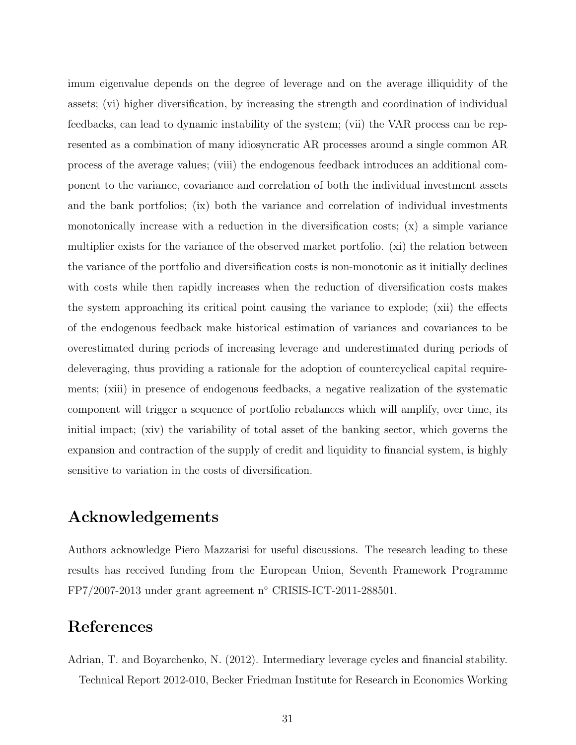imum eigenvalue depends on the degree of leverage and on the average illiquidity of the assets; (vi) higher diversification, by increasing the strength and coordination of individual feedbacks, can lead to dynamic instability of the system; (vii) the VAR process can be represented as a combination of many idiosyncratic AR processes around a single common AR process of the average values; (viii) the endogenous feedback introduces an additional component to the variance, covariance and correlation of both the individual investment assets and the bank portfolios; (ix) both the variance and correlation of individual investments monotonically increase with a reduction in the diversification costs; (x) a simple variance multiplier exists for the variance of the observed market portfolio. (xi) the relation between the variance of the portfolio and diversification costs is non-monotonic as it initially declines with costs while then rapidly increases when the reduction of diversification costs makes the system approaching its critical point causing the variance to explode; (xii) the effects of the endogenous feedback make historical estimation of variances and covariances to be overestimated during periods of increasing leverage and underestimated during periods of deleveraging, thus providing a rationale for the adoption of countercyclical capital requirements; (xiii) in presence of endogenous feedbacks, a negative realization of the systematic component will trigger a sequence of portfolio rebalances which will amplify, over time, its initial impact; (xiv) the variability of total asset of the banking sector, which governs the expansion and contraction of the supply of credit and liquidity to financial system, is highly sensitive to variation in the costs of diversification.

## Acknowledgements

Authors acknowledge Piero Mazzarisi for useful discussions. The research leading to these results has received funding from the European Union, Seventh Framework Programme FP7/2007-2013 under grant agreement n° CRISIS-ICT-2011-288501.

## References

Adrian, T. and Boyarchenko, N. (2012). Intermediary leverage cycles and financial stability. Technical Report 2012-010, Becker Friedman Institute for Research in Economics Working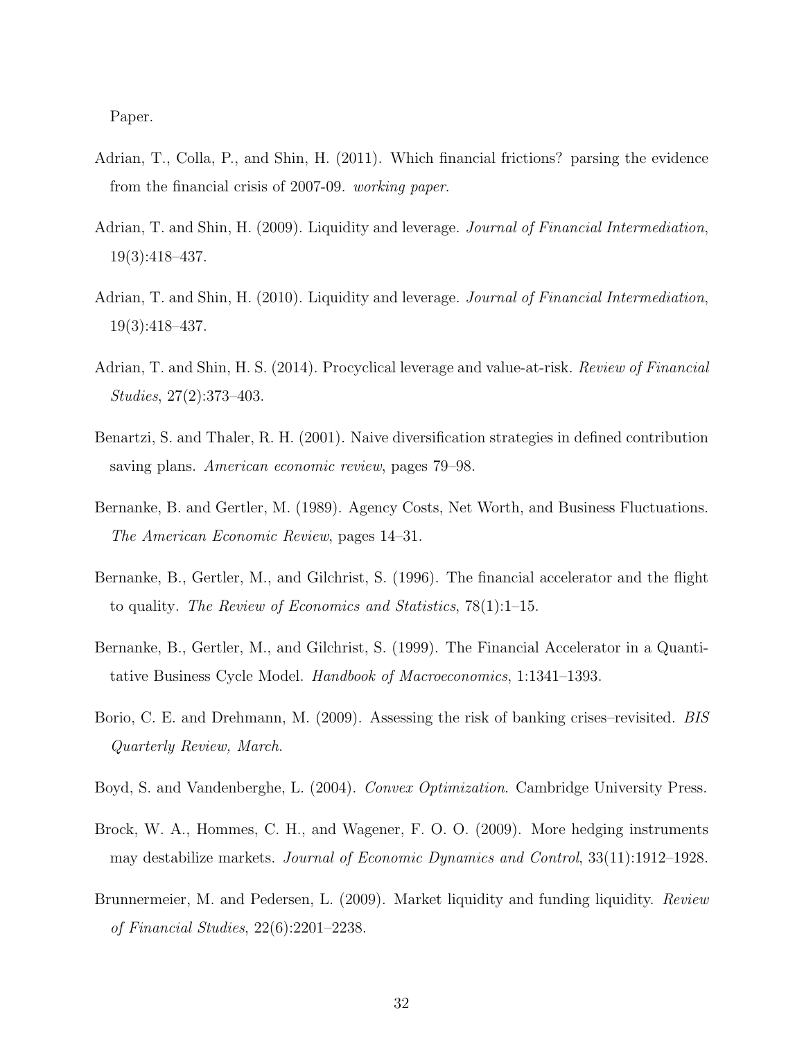Paper.

Adrian, T., Colla, P., and Shin, H. (2011). Which financial frictions? parsing the evidence from the financial crisis of 2007-09. *working paper*.

Adrian, T. and Shin, H. (2009). Liquidity and leverage. *Journal of Financial Intermediation*, 19(3):418–437.

Adrian, T. and Shin, H. (2010). Liquidity and leverage. *Journal of Financial Intermediation*, 19(3):418–437.

Adrian, T. and Shin, H. S. (2014). Procyclical leverage and value-at-risk. *Review of Financial Studies*, 27(2):373–403.

Benartzi, S. and Thaler, R. H. (2001). Naive diversification strategies in defined contribution saving plans. *American economic review*, pages 79–98.

Bernanke, B. and Gertler, M. (1989). Agency Costs, Net Worth, and Business Fluctuations. *The American Economic Review*, pages 14–31.

Bernanke, B., Gertler, M., and Gilchrist, S. (1996). The financial accelerator and the flight to quality. *The Review of Economics and Statistics*, 78(1):1–15.

Bernanke, B., Gertler, M., and Gilchrist, S. (1999). The Financial Accelerator in a Quantitative Business Cycle Model. *Handbook of Macroeconomics*, 1:1341–1393.

Borio, C. E. and Drehmann, M. (2009). Assessing the risk of banking crises–revisited. *BIS Quarterly Review, March*.

Boyd, S. and Vandenberghe, L. (2004). *Convex Optimization*. Cambridge University Press.

Brock, W. A., Hommes, C. H., and Wagener, F. O. O. (2009). More hedging instruments may destabilize markets. *Journal of Economic Dynamics and Control*, 33(11):1912–1928.

Brunnermeier, M. and Pedersen, L. (2009). Market liquidity and funding liquidity. *Review of Financial Studies*, 22(6):2201–2238.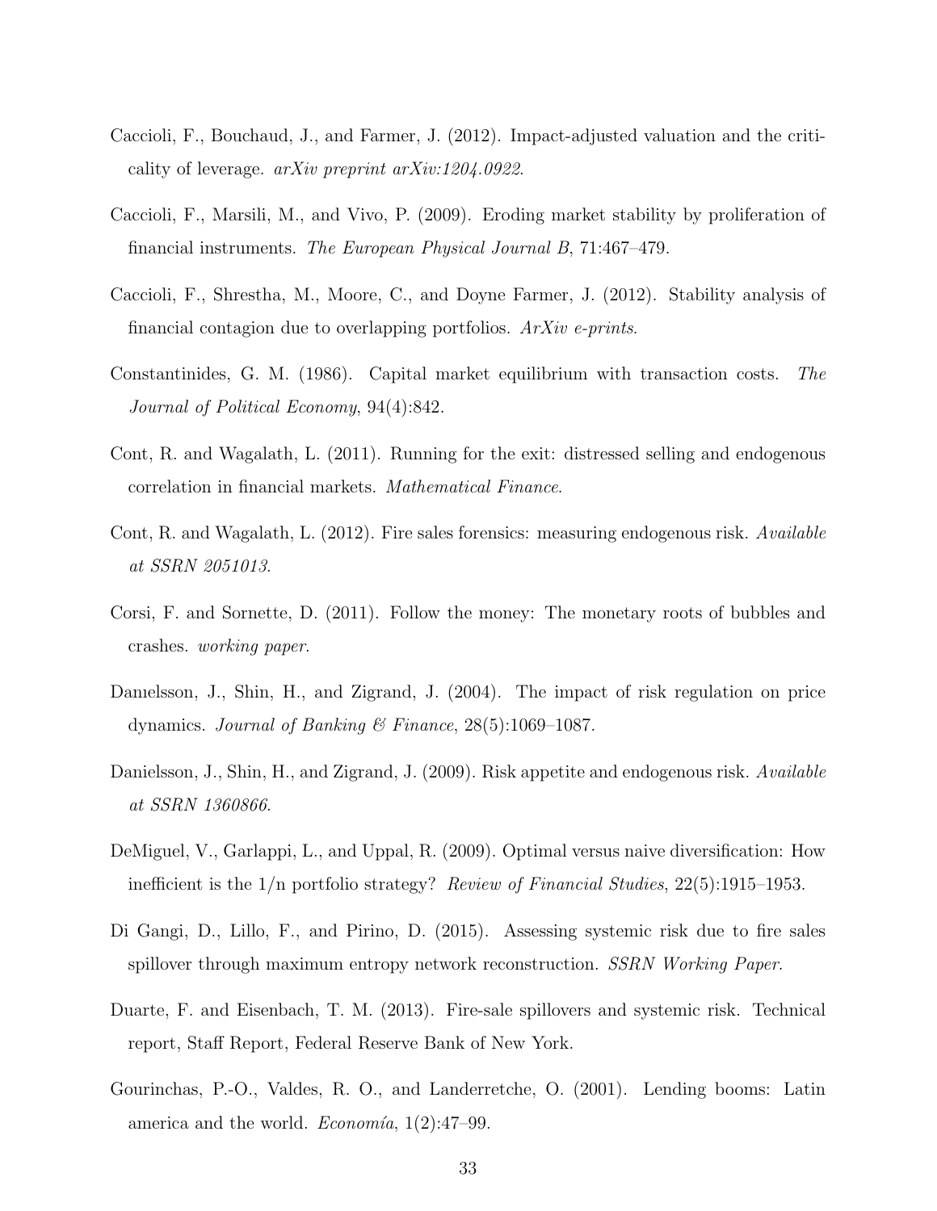Caccioli, F., Bouchaud, J., and Farmer, J. (2012). Impact-adjusted valuation and the criticality of leverage. *arXiv preprint arXiv:1204.0922*.

Caccioli, F., Marsili, M., and Vivo, P. (2009). Eroding market stability by proliferation of financial instruments. *The European Physical Journal B*, 71:467–479.

Caccioli, F., Shrestha, M., Moore, C., and Doyne Farmer, J. (2012). Stability analysis of financial contagion due to overlapping portfolios. *ArXiv e-prints*.

Constantinides, G. M. (1986). Capital market equilibrium with transaction costs. *The Journal of Political Economy*, 94(4):842.

Cont, R. and Wagalath, L. (2011). Running for the exit: distressed selling and endogenous correlation in financial markets. *Mathematical Finance*.

Cont, R. and Wagalath, L. (2012). Fire sales forensics: measuring endogenous risk. *Available at SSRN 2051013*.

Corsi, F. and Sornette, D. (2011). Follow the money: The monetary roots of bubbles and crashes. *working paper*.

Danıelsson, J., Shin, H., and Zigrand, J. (2004). The impact of risk regulation on price dynamics. *Journal of Banking & Finance*, 28(5):1069–1087.

Danielsson, J., Shin, H., and Zigrand, J. (2009). Risk appetite and endogenous risk. *Available at SSRN 1360866*.

DeMiguel, V., Garlappi, L., and Uppal, R. (2009). Optimal versus naive diversification: How inefficient is the 1/n portfolio strategy? *Review of Financial Studies*, 22(5):1915–1953.

Di Gangi, D., Lillo, F., and Pirino, D. (2015). Assessing systemic risk due to fire sales spillover through maximum entropy network reconstruction. *SSRN Working Paper*.

Duarte, F. and Eisenbach, T. M. (2013). Fire-sale spillovers and systemic risk. Technical report, Staff Report, Federal Reserve Bank of New York.

Gourinchas, P.-O., Valdes, R. O., and Landerretche, O. (2001). Lending booms: Latin america and the world. *Economía*, 1(2):47–99.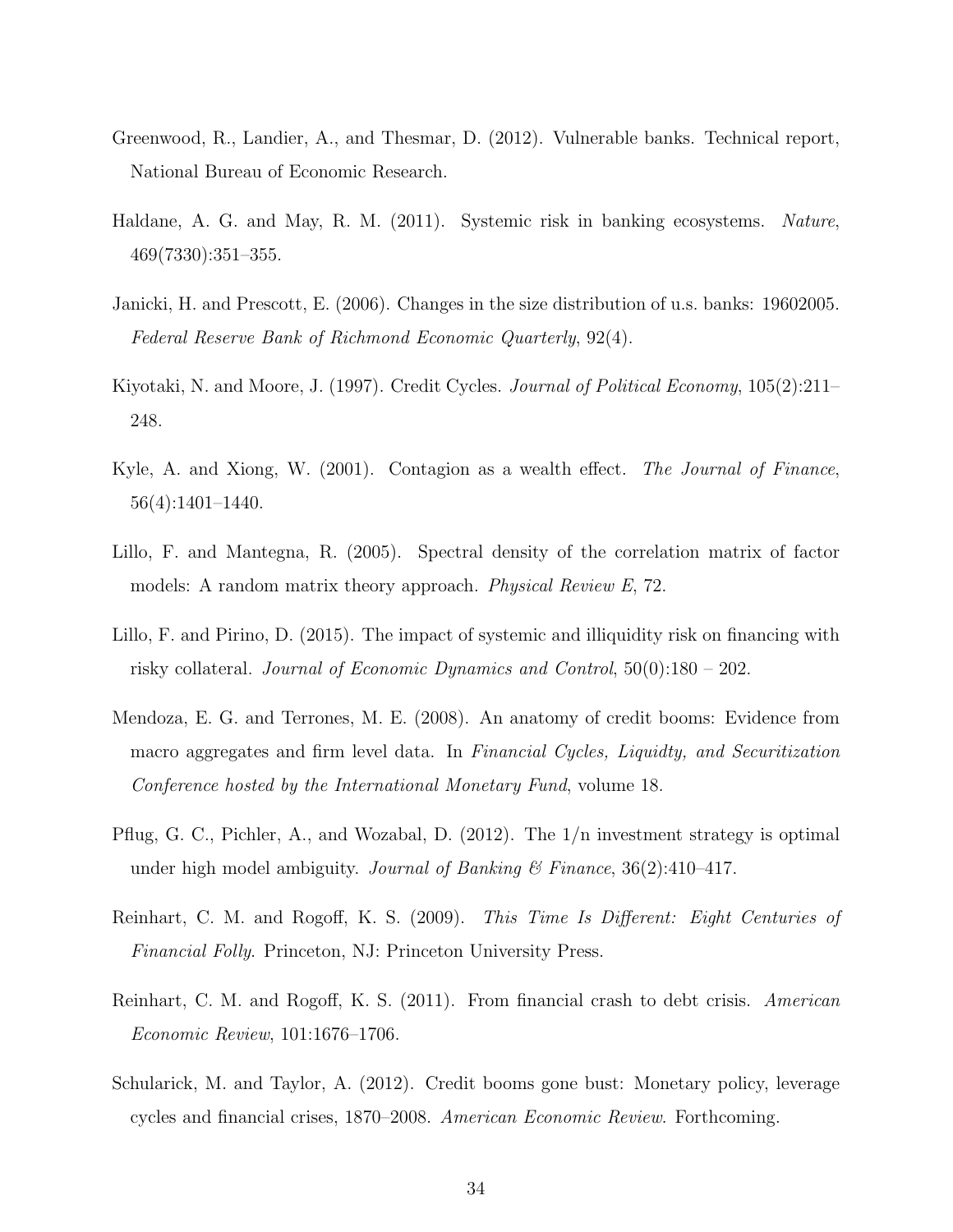Greenwood, R., Landier, A., and Thesmar, D. (2012). Vulnerable banks. Technical report, National Bureau of Economic Research.

Haldane, A. G. and May, R. M. (2011). Systemic risk in banking ecosystems. *Nature*, 469(7330):351–355.

Janicki, H. and Prescott, E. (2006). Changes in the size distribution of u.s. banks: 19602005. *Federal Reserve Bank of Richmond Economic Quarterly*, 92(4).

Kiyotaki, N. and Moore, J. (1997). Credit Cycles. *Journal of Political Economy*, 105(2):211–248.

Kyle, A. and Xiong, W. (2001). Contagion as a wealth effect. *The Journal of Finance*, 56(4):1401–1440.

Lillo, F. and Mantegna, R. (2005). Spectral density of the correlation matrix of factor models: A random matrix theory approach. *Physical Review E*, 72.

Lillo, F. and Pirino, D. (2015). The impact of systemic and illiquidity risk on financing with risky collateral. *Journal of Economic Dynamics and Control*, 50(0):180 – 202.

Mendoza, E. G. and Terrones, M. E. (2008). An anatomy of credit booms: Evidence from macro aggregates and firm level data. In *Financial Cycles, Liquidty, and Securitization Conference hosted by the International Monetary Fund*, volume 18.

Pflug, G. C., Pichler, A., and Wozabal, D. (2012). The 1/n investment strategy is optimal under high model ambiguity. *Journal of Banking & Finance*, 36(2):410–417.

Reinhart, C. M. and Rogoff, K. S. (2009). *This Time Is Different: Eight Centuries of Financial Folly*. Princeton, NJ: Princeton University Press.

Reinhart, C. M. and Rogoff, K. S. (2011). From financial crash to debt crisis. *American Economic Review*, 101:1676–1706.

Schularick, M. and Taylor, A. (2012). Credit booms gone bust: Monetary policy, leverage cycles and financial crises, 1870–2008. *American Economic Review*. Forthcoming.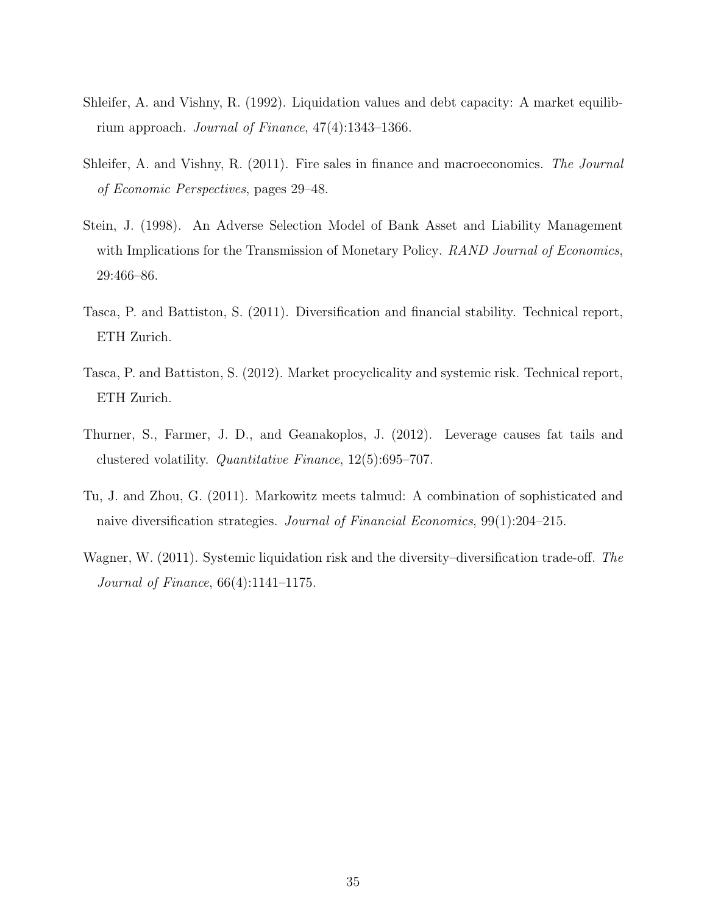Shleifer, A. and Vishny, R. (1992). Liquidation values and debt capacity: A market equilibrium approach. *Journal of Finance*, 47(4):1343–1366.

Shleifer, A. and Vishny, R. (2011). Fire sales in finance and macroeconomics. *The Journal of Economic Perspectives*, pages 29–48.

Stein, J. (1998). An Adverse Selection Model of Bank Asset and Liability Management with Implications for the Transmission of Monetary Policy. *RAND Journal of Economics*, 29:466–86.

Tasca, P. and Battiston, S. (2011). Diversification and financial stability. Technical report, ETH Zurich.

Tasca, P. and Battiston, S. (2012). Market procyclicality and systemic risk. Technical report, ETH Zurich.

Thurner, S., Farmer, J. D., and Geanakoplos, J. (2012). Leverage causes fat tails and clustered volatility. *Quantitative Finance*, 12(5):695–707.

Tu, J. and Zhou, G. (2011). Markowitz meets talmud: A combination of sophisticated and naive diversification strategies. *Journal of Financial Economics*, 99(1):204–215.

Wagner, W. (2011). Systemic liquidation risk and the diversity–diversification trade-off. *The Journal of Finance*, 66(4):1141–1175.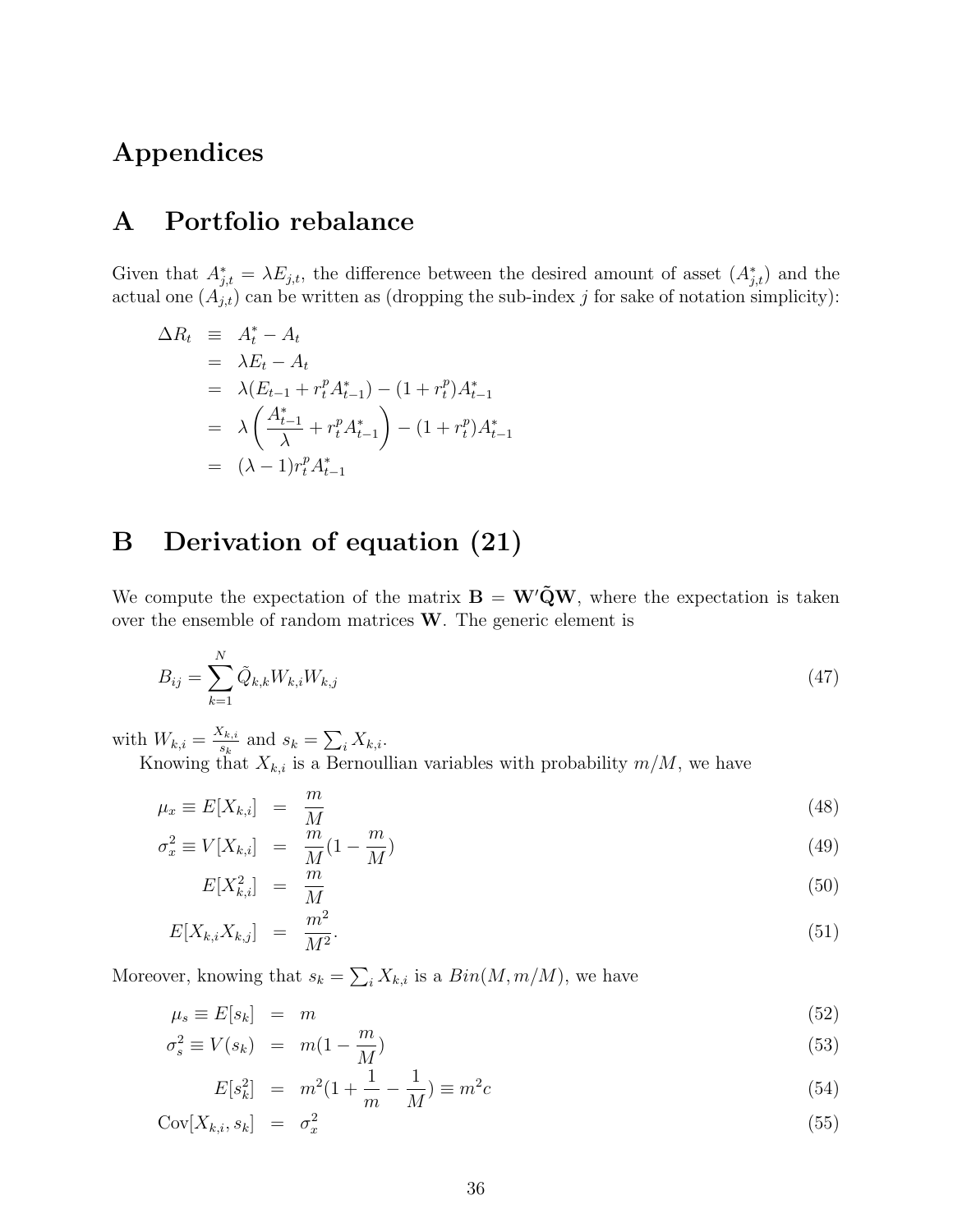# Appendices

## A Portfolio rebalance

Given that $A^*_{j,t} = \lambda E_{j,t}$, the difference between the desired amount of asset ($A^*_{j,t}$) and the actual one ($A_{j,t}$) can be written as (dropping the sub-index $j$ for sake of notation simplicity):

$$
\begin{aligned}
\Delta R_t &\equiv A^*_t - A_t \\
&= \lambda E_t - A_t \\
&= \lambda(E_{t-1} + r^p_t A^*_{t-1}) - (1 + r^p_t) A^*_{t-1} \\
&= \lambda \left( \frac{A^*_{t-1}}{\lambda} + r^p_t A^*_{t-1} \right) - (1 + r^p_t) A^*_{t-1} \\
&= (\lambda - 1) r^p_t A^*_{t-1}
\end{aligned}
$$

## B Derivation of equation (21)

We compute the expectation of the matrix $\mathbf{B} = \mathbf{W}'\tilde{\mathbf{Q}}\mathbf{W}$, where the expectation is taken over the ensemble of random matrices $\mathbf{W}$. The generic element is

$$
B_{ij} = \sum_{k=1}^{N} \tilde{Q}_{k,k} W_{k,i} W_{k,j} \tag{47}
$$

with $W_{k,i} = \frac{X_{k,i}}{s_k}$ and $s_k = \sum_i X_{k,i}$.

Knowing that $X_{k,i}$ is a Bernoullian variables with probability $m/M$, we have

$$
\mu_x \equiv E[X_{k,i}] = \frac{m}{M} \tag{48}
$$

$$
\sigma^2_x \equiv V[X_{k,i}] = \frac{m}{M}\left(1 - \frac{m}{M}\right) \tag{49}
$$

$$
E[X^2_{k,i}] = \frac{m}{M} \tag{50}
$$

$$
E[X_{k,i} X_{k,j}] = \frac{m^2}{M^2}. \tag{51}
$$

Moreover, knowing that $s_k = \sum_i X_{k,i}$ is a $Bin(M, m/M)$, we have

$$
\mu_s \equiv E[s_k] = m \tag{52}
$$

$$
\sigma^2_s \equiv V(s_k) = m\left(1 - \frac{m}{M}\right) \tag{53}
$$

$$
E[s^2_k] = m^2\left(1 + \frac{1}{m} - \frac{1}{M}\right) \equiv m^2 c \tag{54}
$$

$$
\text{Cov}[X_{k,i}, s_k] = \sigma^2_x \tag{55}
$$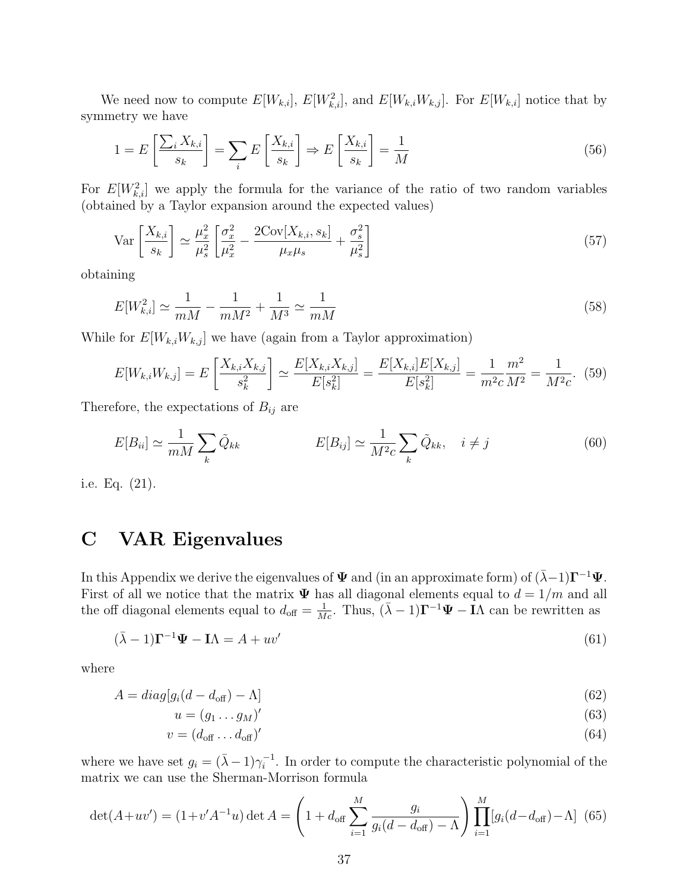We need now to compute $E[W_{k,i}]$, $E[W_{k,i}^2]$, and $E[W_{k,i}W_{k,j}]$. For $E[W_{k,i}]$ notice that by symmetry we have

$$1 = E\left[\frac{\sum_i X_{k,i}}{s_k}\right] = \sum_i E\left[\frac{X_{k,i}}{s_k}\right] \Rightarrow E\left[\frac{X_{k,i}}{s_k}\right] = \frac{1}{M} \tag{56}$$

For $E[W_{k,i}^2]$ we apply the formula for the variance of the ratio of two random variables (obtained by a Taylor expansion around the expected values)

$$\mathrm{Var}\left[\frac{X_{k,i}}{s_k}\right] \simeq \frac{\mu_x^2}{\mu_s^2}\left[\frac{\sigma_x^2}{\mu_x^2} - \frac{2\mathrm{Cov}[X_{k,i}, s_k]}{\mu_x \mu_s} + \frac{\sigma_s^2}{\mu_s^2}\right] \tag{57}$$

obtaining

$$E[W_{k,i}^2] \simeq \frac{1}{mM} - \frac{1}{mM^2} + \frac{1}{M^3} \simeq \frac{1}{mM} \tag{58}$$

While for $E[W_{k,i}W_{k,j}]$ we have (again from a Taylor approximation)

$$E[W_{k,i}W_{k,j}] = E\left[\frac{X_{k,i}X_{k,j}}{s_k^2}\right] \simeq \frac{E[X_{k,i}X_{k,j}]}{E[s_k^2]} = \frac{E[X_{k,i}]E[X_{k,j}]}{E[s_k^2]} = \frac{1}{m^2 c}\frac{m^2}{M^2} = \frac{1}{M^2 c}. \tag{59}$$

Therefore, the expectations of $B_{ij}$ are

$$E[B_{ii}] \simeq \frac{1}{mM}\sum_k \tilde{Q}_{kk} \qquad\qquad E[B_{ij}] \simeq \frac{1}{M^2 c}\sum_k \tilde{Q}_{kk}, \quad i \neq j \tag{60}$$

i.e. Eq. (21).

# C VAR Eigenvalues

In this Appendix we derive the eigenvalues of $\mathbf{\Psi}$ and (in an approximate form) of $(\bar{\lambda}-1)\mathbf{\Gamma}^{-1}\mathbf{\Psi}$. First of all we notice that the matrix $\mathbf{\Psi}$ has all diagonal elements equal to $d = 1/m$ and all the off diagonal elements equal to $d_{\text{off}} = \frac{1}{Mc}$. Thus, $(\bar{\lambda}-1)\mathbf{\Gamma}^{-1}\mathbf{\Psi} - \mathbf{I}\Lambda$ can be rewritten as

$$(\bar{\lambda}-1)\mathbf{\Gamma}^{-1}\mathbf{\Psi} - \mathbf{I}\Lambda = A + uv' \tag{61}$$

where

$$A = diag[g_i(d - d_{\text{off}}) - \Lambda] \tag{62}$$

$$u = (g_1 \dots g_M)' \tag{63}$$

$$v = (d_{\text{off}} \dots d_{\text{off}})' \tag{64}$$

where we have set $g_i = (\bar{\lambda}-1)\gamma_i^{-1}$. In order to compute the characteristic polynomial of the matrix we can use the Sherman-Morrison formula

$$\det(A + uv') = (1 + v'A^{-1}u)\det A = \left(1 + d_{\text{off}}\sum_{i=1}^{M}\frac{g_i}{g_i(d - d_{\text{off}}) - \Lambda}\right)\prod_{i=1}^{M}[g_i(d - d_{\text{off}}) - \Lambda] \tag{65}$$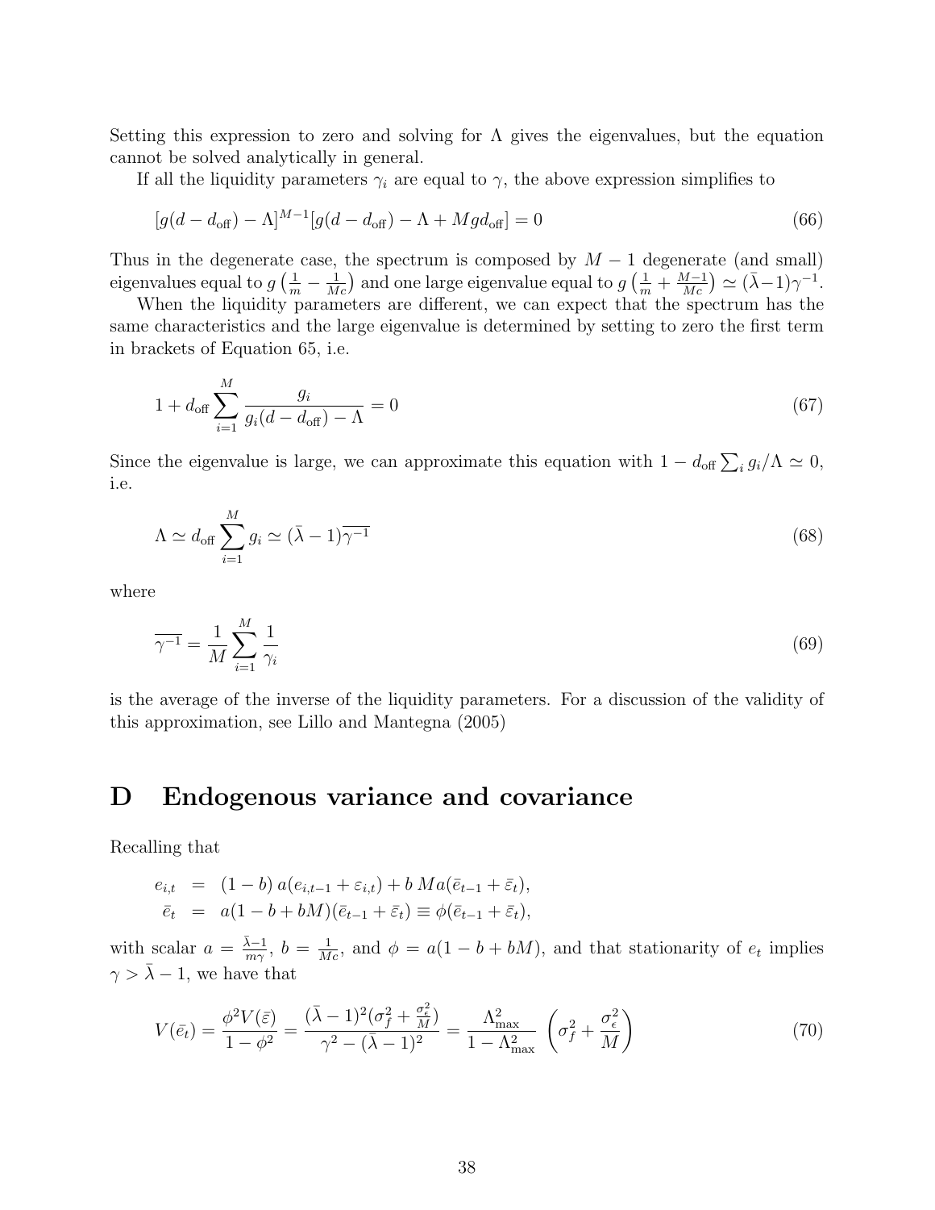Setting this expression to zero and solving for $\Lambda$ gives the eigenvalues, but the equation cannot be solved analytically in general.

If all the liquidity parameters $\gamma_i$ are equal to $\gamma$, the above expression simplifies to

$$[g(d - d_{\text{off}}) - \Lambda]^{M-1}[g(d - d_{\text{off}}) - \Lambda + Mgd_{\text{off}}] = 0 \tag{66}$$

Thus in the degenerate case, the spectrum is composed by $M - 1$ degenerate (and small) eigenvalues equal to $g\left(\frac{1}{m} - \frac{1}{Mc}\right)$ and one large eigenvalue equal to $g\left(\frac{1}{m} + \frac{M-1}{Mc}\right) \simeq (\bar{\lambda}-1)\gamma^{-1}$.

When the liquidity parameters are different, we can expect that the spectrum has the same characteristics and the large eigenvalue is determined by setting to zero the first term in brackets of Equation 65, i.e.

$$1 + d_{\text{off}} \sum_{i=1}^{M} \frac{g_i}{g_i(d - d_{\text{off}}) - \Lambda} = 0 \tag{67}$$

Since the eigenvalue is large, we can approximate this equation with $1 - d_{\text{off}} \sum_i g_i/\Lambda \simeq 0$, i.e.

$$\Lambda \simeq d_{\text{off}} \sum_{i=1}^{M} g_i \simeq (\bar{\lambda} - 1)\overline{\gamma^{-1}} \tag{68}$$

where

$$\overline{\gamma^{-1}} = \frac{1}{M} \sum_{i=1}^{M} \frac{1}{\gamma_i} \tag{69}$$

is the average of the inverse of the liquidity parameters. For a discussion of the validity of this approximation, see Lillo and Mantegna (2005)

# D Endogenous variance and covariance

Recalling that

$$\begin{aligned}
e_{i,t} &= (1-b)\,a(e_{i,t-1} + \varepsilon_{i,t}) + b\,Ma(\bar{e}_{t-1} + \bar{\varepsilon}_t), \\
\bar{e}_t &= a(1 - b + bM)(\bar{e}_{t-1} + \bar{\varepsilon}_t) \equiv \phi(\bar{e}_{t-1} + \bar{\varepsilon}_t),
\end{aligned}$$

with scalar $a = \frac{\bar{\lambda}-1}{m\gamma}$, $b = \frac{1}{Mc}$, and $\phi = a(1 - b + bM)$, and that stationarity of $e_t$ implies $\gamma > \bar{\lambda} - 1$, we have that

$$V(\bar{e}_t) = \frac{\phi^2 V(\bar{\varepsilon})}{1 - \phi^2} = \frac{(\bar{\lambda} - 1)^2(\sigma_f^2 + \frac{\sigma_\epsilon^2}{M})}{\gamma^2 - (\bar{\lambda} - 1)^2} = \frac{\Lambda_{\max}^2}{1 - \Lambda_{\max}^2} \left(\sigma_f^2 + \frac{\sigma_\epsilon^2}{M}\right) \tag{70}$$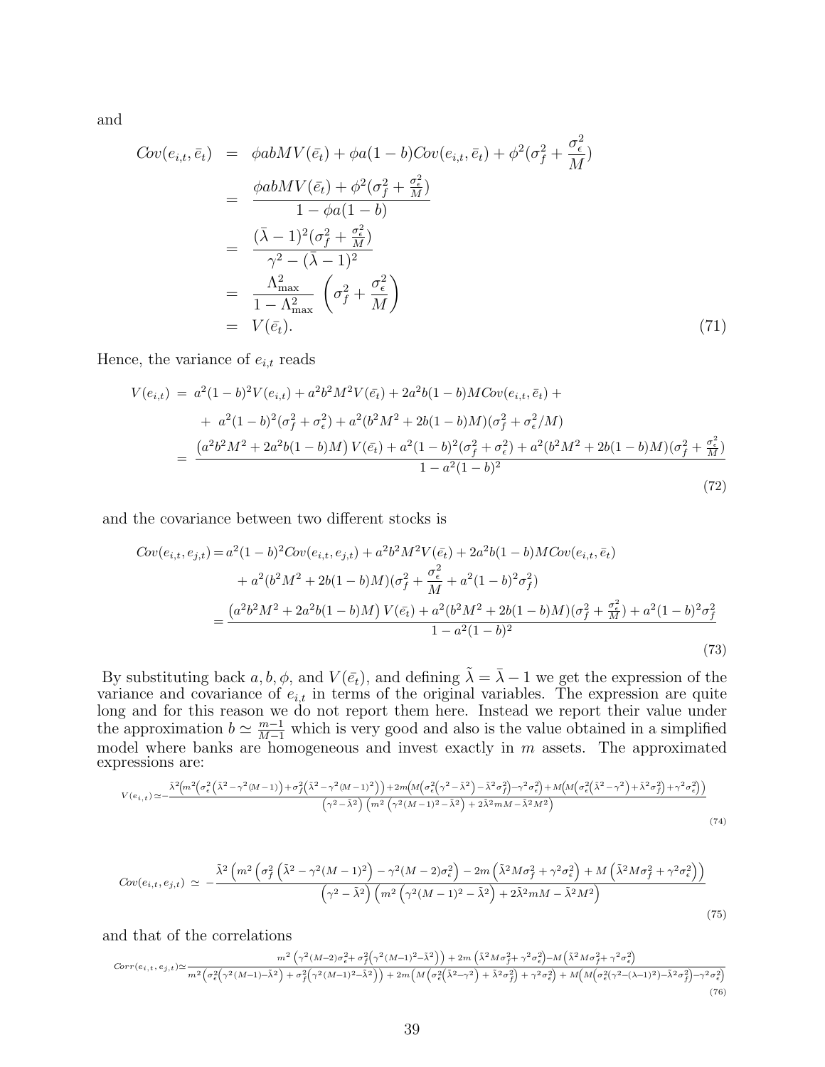and

$$
\begin{aligned}
Cov(e_{i,t},\bar{e}_t) &= \phi abMV(\bar{e}_t)+\phi a(1-b)Cov(e_{i,t},\bar{e}_t)+\phi^2(\sigma_f^2+\frac{\sigma_\epsilon^2}{M}) \\
&= \frac{\phi abMV(\bar{e}_t)+\phi^2(\sigma_f^2+\frac{\sigma_\epsilon^2}{M})}{1-\phi a(1-b)} \\
&= \frac{(\bar{\lambda}-1)^2(\sigma_f^2+\frac{\sigma_\epsilon^2}{M})}{\gamma^2-(\bar{\lambda}-1)^2} \\
&= \frac{\Lambda_{\max}^2}{1-\Lambda_{\max}^2}\left(\sigma_f^2+\frac{\sigma_\epsilon^2}{M}\right) \\
&= V(\bar{e}_t).
\end{aligned} \tag{71}
$$

Hence, the variance of $e_{i,t}$ reads

$$
\begin{aligned}
V(e_{i,t}) &= a^2(1-b)^2V(e_{i,t})+a^2b^2M^2V(\bar{e}_t)+2a^2b(1-b)MCov(e_{i,t},\bar{e}_t)+ \\
&\quad + a^2(1-b)^2(\sigma_f^2+\sigma_\epsilon^2)+a^2(b^2M^2+2b(1-b)M)(\sigma_f^2+\sigma_\epsilon^2/M) \\
&= \frac{\left(a^2b^2M^2+2a^2b(1-b)M\right)V(\bar{e}_t)+a^2(1-b)^2(\sigma_f^2+\sigma_\epsilon^2)+a^2(b^2M^2+2b(1-b)M)(\sigma_f^2+\frac{\sigma_\epsilon^2}{M})}{1-a^2(1-b)^2}
\end{aligned} \tag{72}
$$

and the covariance between two different stocks is

$$
\begin{aligned}
Cov(e_{i,t},e_{j,t}) &= a^2(1-b)^2Cov(e_{i,t},e_{j,t})+a^2b^2M^2V(\bar{e}_t)+2a^2b(1-b)MCov(e_{i,t},\bar{e}_t) \\
&\quad + a^2(b^2M^2+2b(1-b)M)(\sigma_f^2+\frac{\sigma_\epsilon^2}{M}+a^2(1-b)^2\sigma_f^2) \\
&= \frac{\left(a^2b^2M^2+2a^2b(1-b)M\right)V(\bar{e}_t)+a^2(b^2M^2+2b(1-b)M)(\sigma_f^2+\frac{\sigma_\epsilon^2}{M})+a^2(1-b)^2\sigma_f^2}{1-a^2(1-b)^2}
\end{aligned} \tag{73}
$$

By substituting back $a, b, \phi$, and $V(\bar{e}_t)$, and defining $\tilde{\lambda}=\bar{\lambda}-1$ we get the expression of the variance and covariance of $e_{i,t}$ in terms of the original variables. The expression are quite long and for this reason we do not report them here. Instead we report their value under the approximation $b\simeq\frac{m-1}{M-1}$ which is very good and also is the value obtained in a simplified model where banks are homogeneous and invest exactly in $m$ assets. The approximated expressions are:

$$
V(e_{i,t})\simeq-\frac{\tilde{\lambda}^2\Big(m^2\Big(\sigma_\epsilon^2\Big(\tilde{\lambda}^2-\gamma^2(M-1)\Big)+\sigma_f^2\Big(\tilde{\lambda}^2-\gamma^2(M-1)^2\Big)\Big)+2m\Big(M\Big(\sigma_\epsilon^2\Big(\gamma^2-\tilde{\lambda}^2\Big)-\tilde{\lambda}^2\sigma_f^2\Big)-\gamma^2\sigma_\epsilon^2\Big)+M\Big(M\Big(\sigma_\epsilon^2\Big(\tilde{\lambda}^2-\gamma^2\Big)+\tilde{\lambda}^2\sigma_f^2\Big)+\gamma^2\sigma_\epsilon^2\Big)\Big)}{\Big(\gamma^2-\tilde{\lambda}^2\Big)\Big(m^2\Big(\gamma^2(M-1)^2-\tilde{\lambda}^2\Big)+2\tilde{\lambda}^2mM-\tilde{\lambda}^2M^2\Big)} \tag{74}
$$

$$
Cov(e_{i,t},e_{j,t})\simeq-\frac{\tilde{\lambda}^2\left(m^2\left(\sigma_f^2\left(\tilde{\lambda}^2-\gamma^2(M-1)^2\right)-\gamma^2(M-2)\sigma_\epsilon^2\right)-2m\left(\tilde{\lambda}^2M\sigma_f^2+\gamma^2\sigma_\epsilon^2\right)+M\left(\tilde{\lambda}^2M\sigma_f^2+\gamma^2\sigma_\epsilon^2\right)\right)}{\left(\gamma^2-\tilde{\lambda}^2\right)\left(m^2\left(\gamma^2(M-1)^2-\tilde{\lambda}^2\right)+2\tilde{\lambda}^2mM-\tilde{\lambda}^2M^2\right)} \tag{75}
$$

and that of the correlations

$$
Corr(e_{i,t},e_{j,t})\simeq\frac{m^2\left(\gamma^2(M-2)\sigma_\epsilon^2+\sigma_f^2\left(\gamma^2(M-1)^2-\tilde{\lambda}^2\right)\right)+2m\left(\tilde{\lambda}^2M\sigma_f^2+\gamma^2\sigma_\epsilon^2\right)-M\left(\tilde{\lambda}^2M\sigma_f^2+\gamma^2\sigma_\epsilon^2\right)}{m^2\Big(\sigma_\epsilon^2\Big(\gamma^2(M-1)-\tilde{\lambda}^2\Big)+\sigma_f^2\Big(\gamma^2(M-1)^2-\tilde{\lambda}^2\Big)\Big)+2m\Big(M\Big(\sigma_\epsilon^2\Big(\tilde{\lambda}^2-\gamma^2\Big)+\tilde{\lambda}^2\sigma_f^2\Big)+\gamma^2\sigma_\epsilon^2\Big)+M\Big(M\Big(\sigma_\epsilon^2(\gamma^2-(\lambda-1)^2)-\tilde{\lambda}^2\sigma_f^2\Big)-\gamma^2\sigma_\epsilon^2\Big)} \tag{76}
$$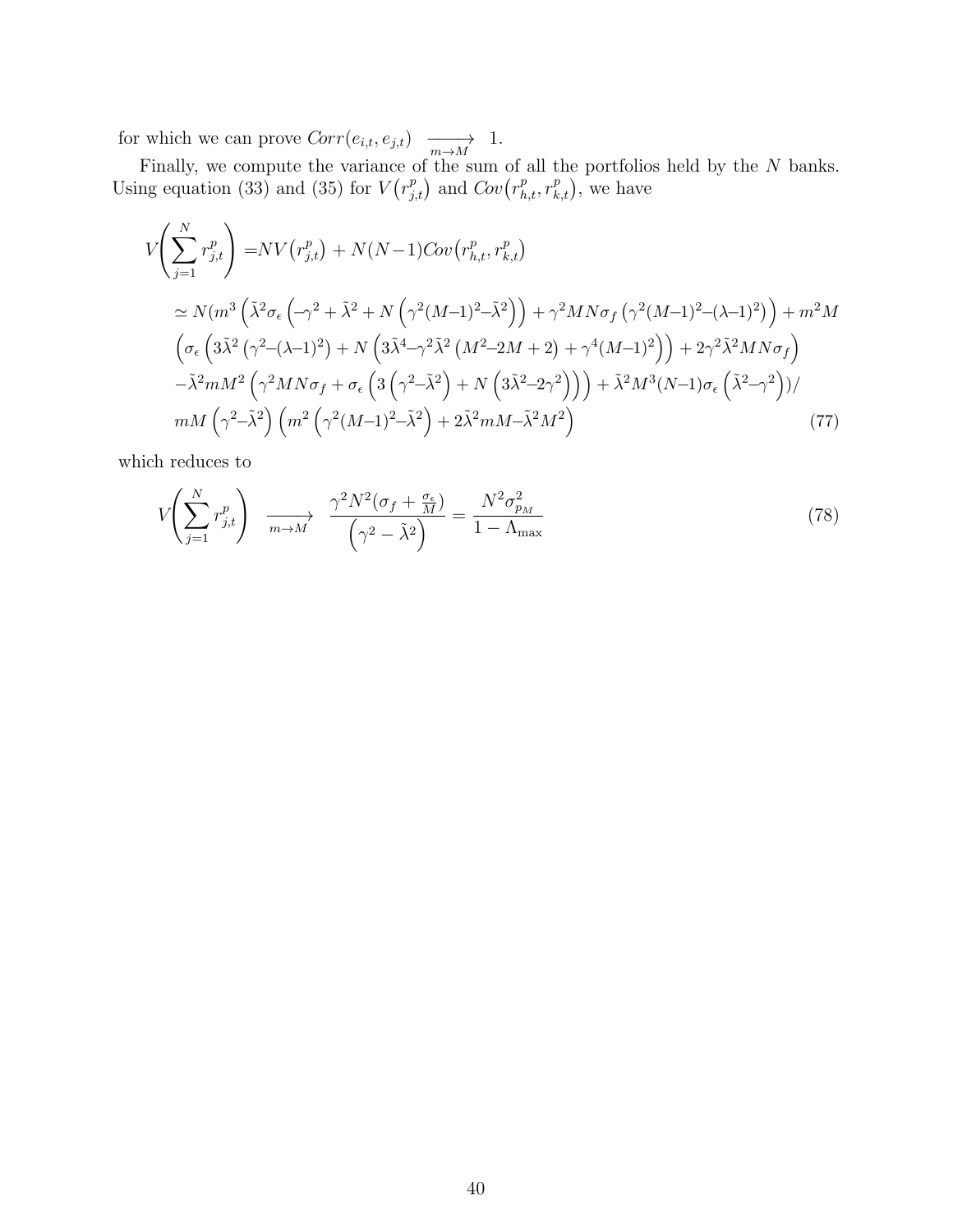for which we can prove $Corr(e_{i,t}, e_{j,t}) \underset{m \to M}{\longrightarrow} 1$.

Finally, we compute the variance of the sum of all the portfolios held by the $N$ banks. Using equation (33) and (35) for $V\left(r^p_{j,t}\right)$ and $Cov\left(r^p_{h,t}, r^p_{k,t}\right)$, we have

$$
\begin{aligned}
V\left(\sum_{j=1}^{N} r^p_{j,t}\right) =& NV\left(r^p_{j,t}\right) + N(N-1)Cov\left(r^p_{h,t}, r^p_{k,t}\right) \\
\simeq\ & N(m^3\left(\tilde{\lambda}^2\sigma_\epsilon\left(-\gamma^2+\tilde{\lambda}^2+N\left(\gamma^2(M-1)^2-\tilde{\lambda}^2\right)\right)+\gamma^2MN\sigma_f\left(\gamma^2(M-1)^2-(\lambda-1)^2\right)\right)+m^2M \\
&\left(\sigma_\epsilon\left(3\tilde{\lambda}^2\left(\gamma^2-(\lambda-1)^2\right)+N\left(3\tilde{\lambda}^4-\gamma^2\tilde{\lambda}^2\left(M^2-2M+2\right)+\gamma^4(M-1)^2\right)\right)+2\gamma^2\tilde{\lambda}^2MN\sigma_f\right) \\
&-\tilde{\lambda}^2mM^2\left(\gamma^2MN\sigma_f+\sigma_\epsilon\left(3\left(\gamma^2-\tilde{\lambda}^2\right)+N\left(3\tilde{\lambda}^2-2\gamma^2\right)\right)\right)+\tilde{\lambda}^2M^3(N-1)\sigma_\epsilon\left(\tilde{\lambda}^2-\gamma^2\right))/ \\
&mM\left(\gamma^2-\tilde{\lambda}^2\right)\left(m^2\left(\gamma^2(M-1)^2-\tilde{\lambda}^2\right)+2\tilde{\lambda}^2mM-\tilde{\lambda}^2M^2\right)
\end{aligned}
\tag{77}
$$

which reduces to

$$
V\left(\sum_{j=1}^{N} r^p_{j,t}\right) \underset{m \to M}{\longrightarrow} \frac{\gamma^2N^2(\sigma_f+\frac{\sigma_\epsilon}{M})}{\left(\gamma^2-\tilde{\lambda}^2\right)} = \frac{N^2\sigma^2_{p_M}}{1-\Lambda_{\max}}
\tag{78}
$$